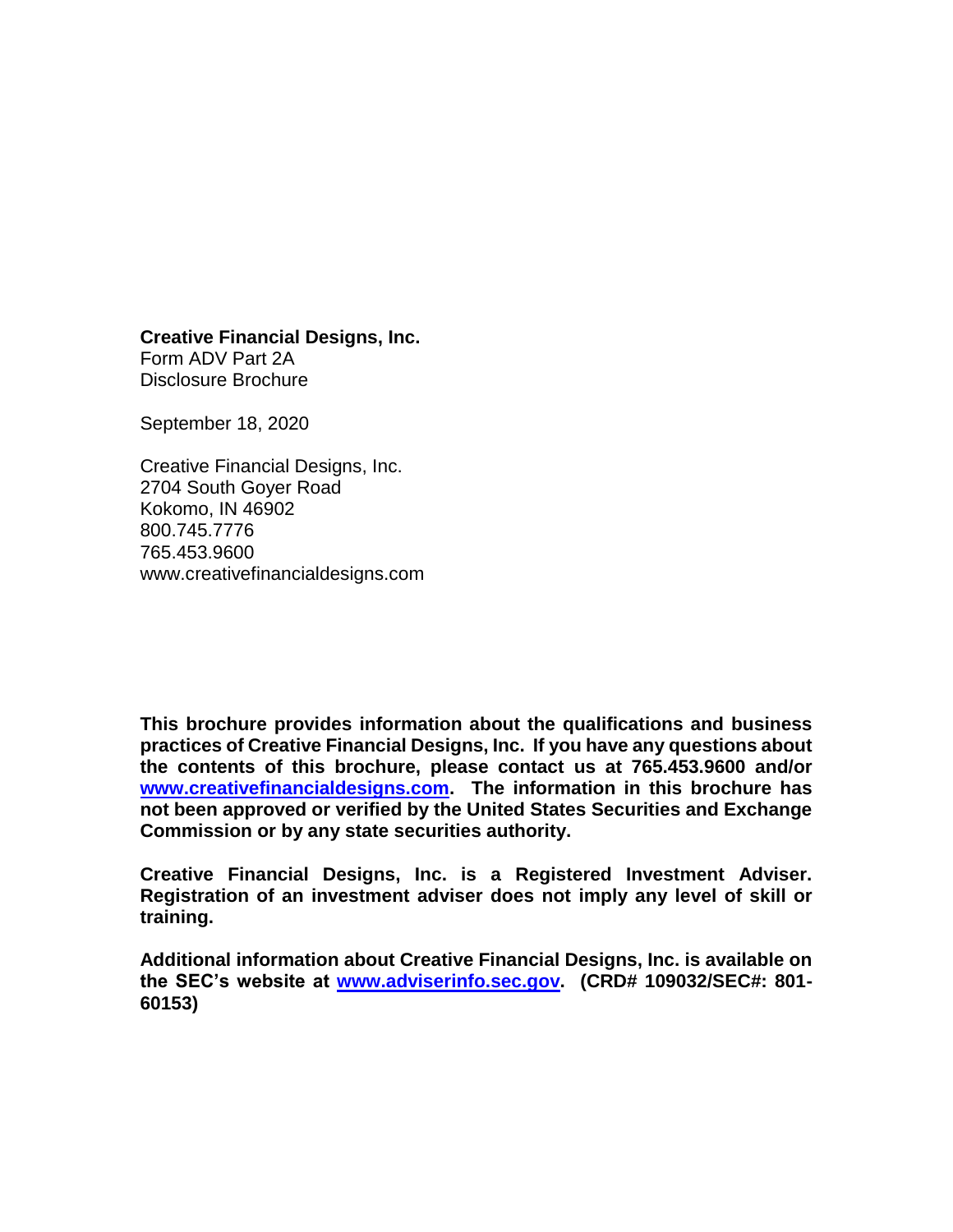**Creative Financial Designs, Inc.**
Form ADV Part 2A
Disclosure Brochure

September 18, 2020

Creative Financial Designs, Inc.
2704 South Goyer Road
Kokomo, IN 46902
800.745.7776
765.453.9600
www.creativefinancialdesigns.com

**This brochure provides information about the qualifications and business practices of Creative Financial Designs, Inc. If you have any questions about the contents of this brochure, please contact us at 765.453.9600 and/or www.creativefinancialdesigns.com. The information in this brochure has not been approved or verified by the United States Securities and Exchange Commission or by any state securities authority.**

**Creative Financial Designs, Inc. is a Registered Investment Adviser. Registration of an investment adviser does not imply any level of skill or training.**

**Additional information about Creative Financial Designs, Inc. is available on the SEC's website at www.adviserinfo.sec.gov. (CRD# 109032/SEC#: 801-60153)**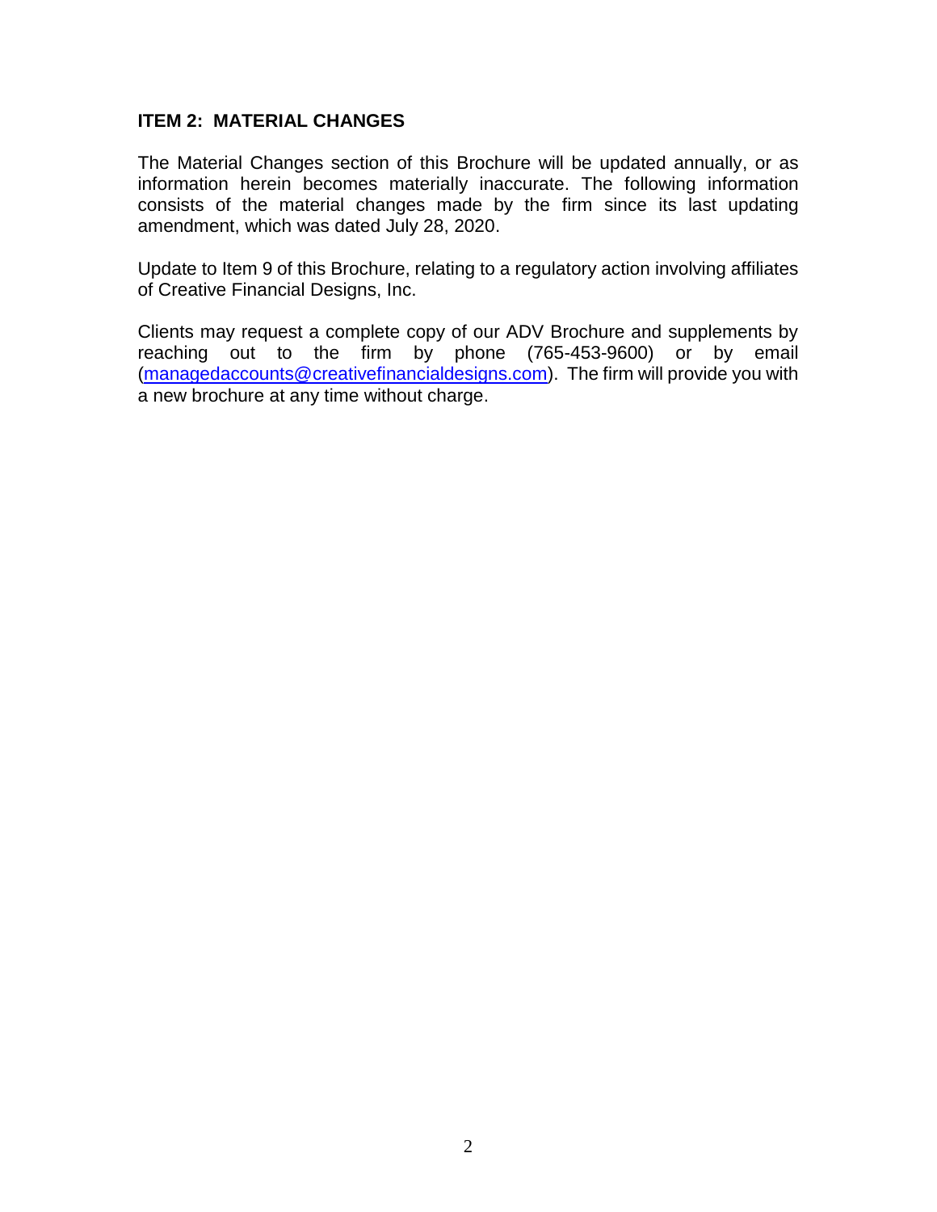## ITEM 2: MATERIAL CHANGES

The Material Changes section of this Brochure will be updated annually, or as information herein becomes materially inaccurate. The following information consists of the material changes made by the firm since its last updating amendment, which was dated July 28, 2020.

Update to Item 9 of this Brochure, relating to a regulatory action involving affiliates of Creative Financial Designs, Inc.

Clients may request a complete copy of our ADV Brochure and supplements by reaching out to the firm by phone (765-453-9600) or by email (managedaccounts@creativefinancialdesigns.com). The firm will provide you with a new brochure at any time without charge.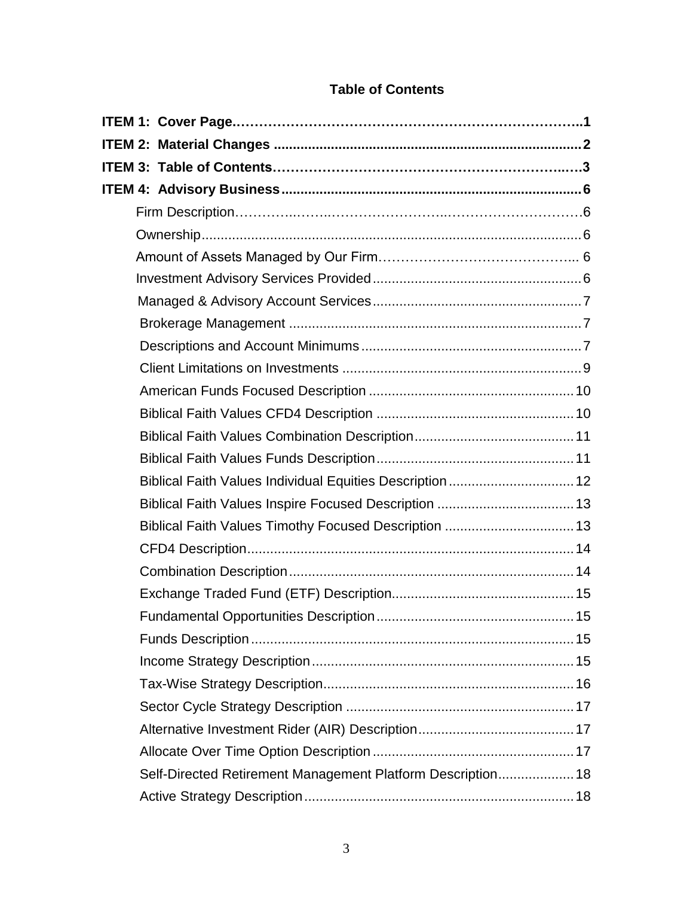## Table of Contents

**ITEM 1: Cover Page**......1
**ITEM 2: Material Changes**......2
**ITEM 3: Table of Contents**......3
**ITEM 4: Advisory Business**......6
- Firm Description......6
- Ownership......6
- Amount of Assets Managed by Our Firm......6
- Investment Advisory Services Provided......6
- Managed & Advisory Account Services......7
- Brokerage Management......7
- Descriptions and Account Minimums......7
- Client Limitations on Investments......9
- American Funds Focused Description......10
- Biblical Faith Values CFD4 Description......10
- Biblical Faith Values Combination Description......11
- Biblical Faith Values Funds Description......11
- Biblical Faith Values Individual Equities Description......12
- Biblical Faith Values Inspire Focused Description......13
- Biblical Faith Values Timothy Focused Description......13
- CFD4 Description......14
- Combination Description......14
- Exchange Traded Fund (ETF) Description......15
- Fundamental Opportunities Description......15
- Funds Description......15
- Income Strategy Description......15
- Tax-Wise Strategy Description......16
- Sector Cycle Strategy Description......17
- Alternative Investment Rider (AIR) Description......17
- Allocate Over Time Option Description......17
- Self-Directed Retirement Management Platform Description......18
- Active Strategy Description......18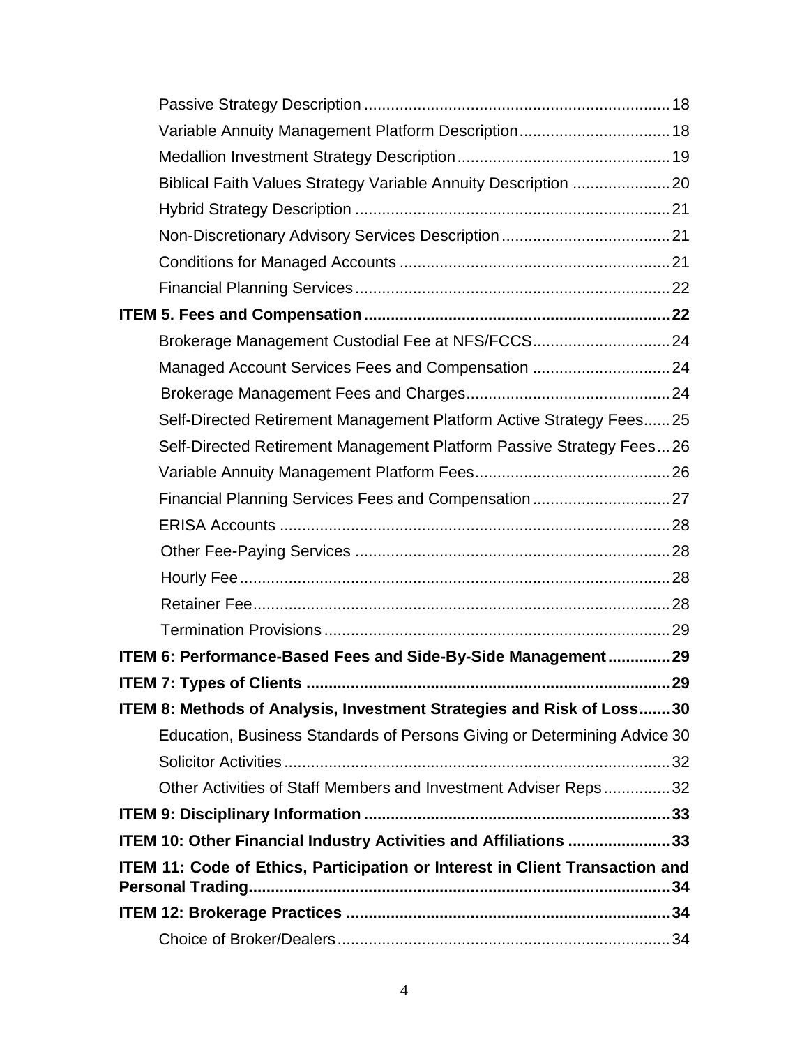Passive Strategy Description .................................................................... 18

Variable Annuity Management Platform Description.................................. 18

Medallion Investment Strategy Description................................................ 19

Biblical Faith Values Strategy Variable Annuity Description ...................... 20

Hybrid Strategy Description ....................................................................... 21

Non-Discretionary Advisory Services Description...................................... 21

Conditions for Managed Accounts ............................................................. 21

Financial Planning Services....................................................................... 22

**ITEM 5. Fees and Compensation..................................................................... 22**

Brokerage Management Custodial Fee at NFS/FCCS............................... 24

Managed Account Services Fees and Compensation ............................... 24

Brokerage Management Fees and Charges.............................................. 24

Self-Directed Retirement Management Platform Active Strategy Fees...... 25

Self-Directed Retirement Management Platform Passive Strategy Fees... 26

Variable Annuity Management Platform Fees............................................ 26

Financial Planning Services Fees and Compensation............................... 27

ERISA Accounts ........................................................................................ 28

Other Fee-Paying Services ....................................................................... 28

Hourly Fee................................................................................................. 28

Retainer Fee.............................................................................................. 28

Termination Provisions .............................................................................. 29

**ITEM 6: Performance-Based Fees and Side-By-Side Management.............. 29**

**ITEM 7: Types of Clients ................................................................................. 29**

**ITEM 8: Methods of Analysis, Investment Strategies and Risk of Loss....... 30**

Education, Business Standards of Persons Giving or Determining Advice 30

Solicitor Activities ....................................................................................... 32

Other Activities of Staff Members and Investment Adviser Reps............... 32

**ITEM 9: Disciplinary Information .................................................................... 33**

**ITEM 10: Other Financial Industry Activities and Affiliations ....................... 33**

**ITEM 11: Code of Ethics, Participation or Interest in Client Transaction and Personal Trading.............................................................................................. 34**

**ITEM 12: Brokerage Practices ........................................................................ 34**

Choice of Broker/Dealers........................................................................... 34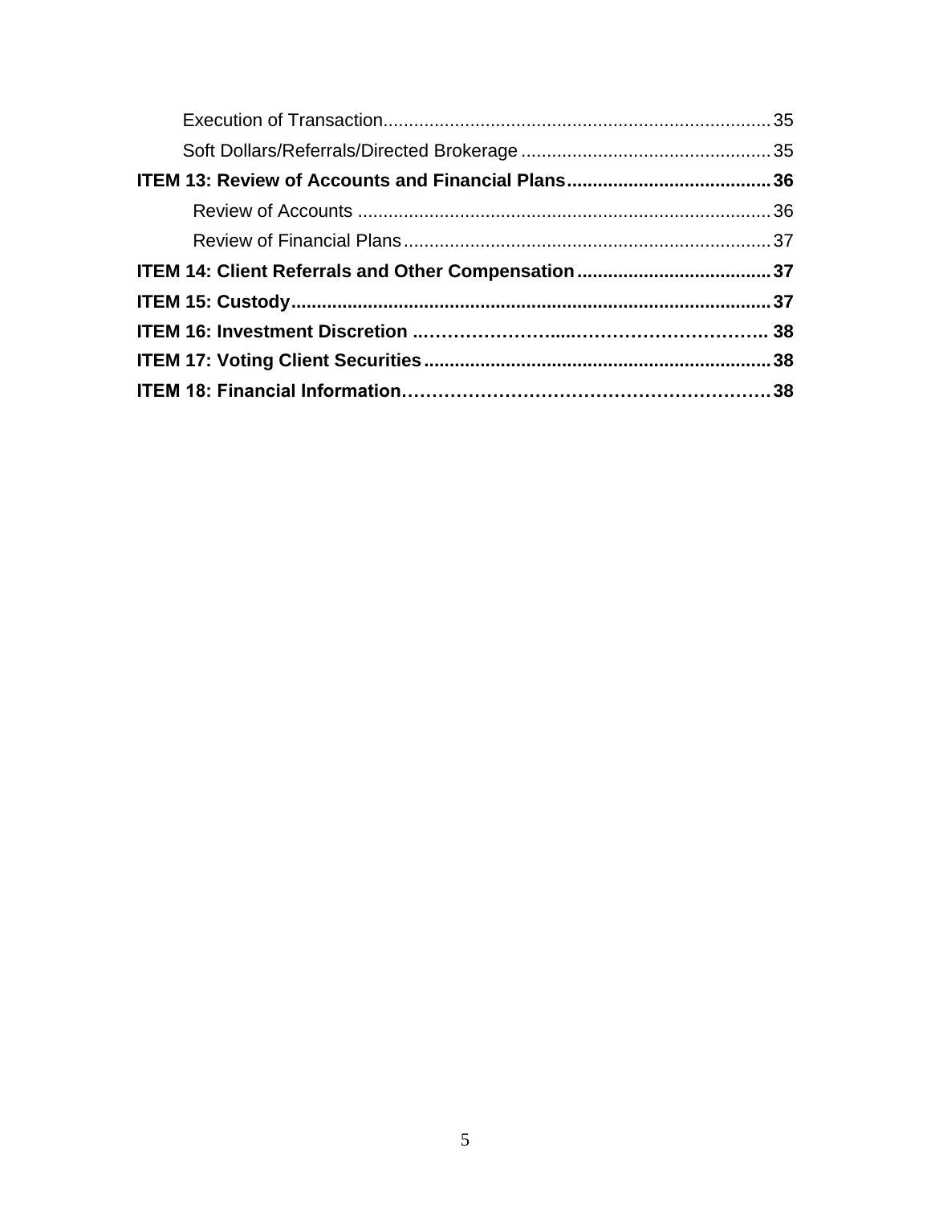Execution of Transaction............................................................................35

Soft Dollars/Referrals/Directed Brokerage .................................................35

**ITEM 13: Review of Accounts and Financial Plans.......................................36**

Review of Accounts ...............................................................................36

Review of Financial Plans.......................................................................37

**ITEM 14: Client Referrals and Other Compensation.....................................37**

**ITEM 15: Custody..........................................................................................37**

**ITEM 16: Investment Discretion ..……………………...……………………….. 38**

**ITEM 17: Voting Client Securities..................................................................38**

**ITEM 18: Financial Information……………………………………………………38**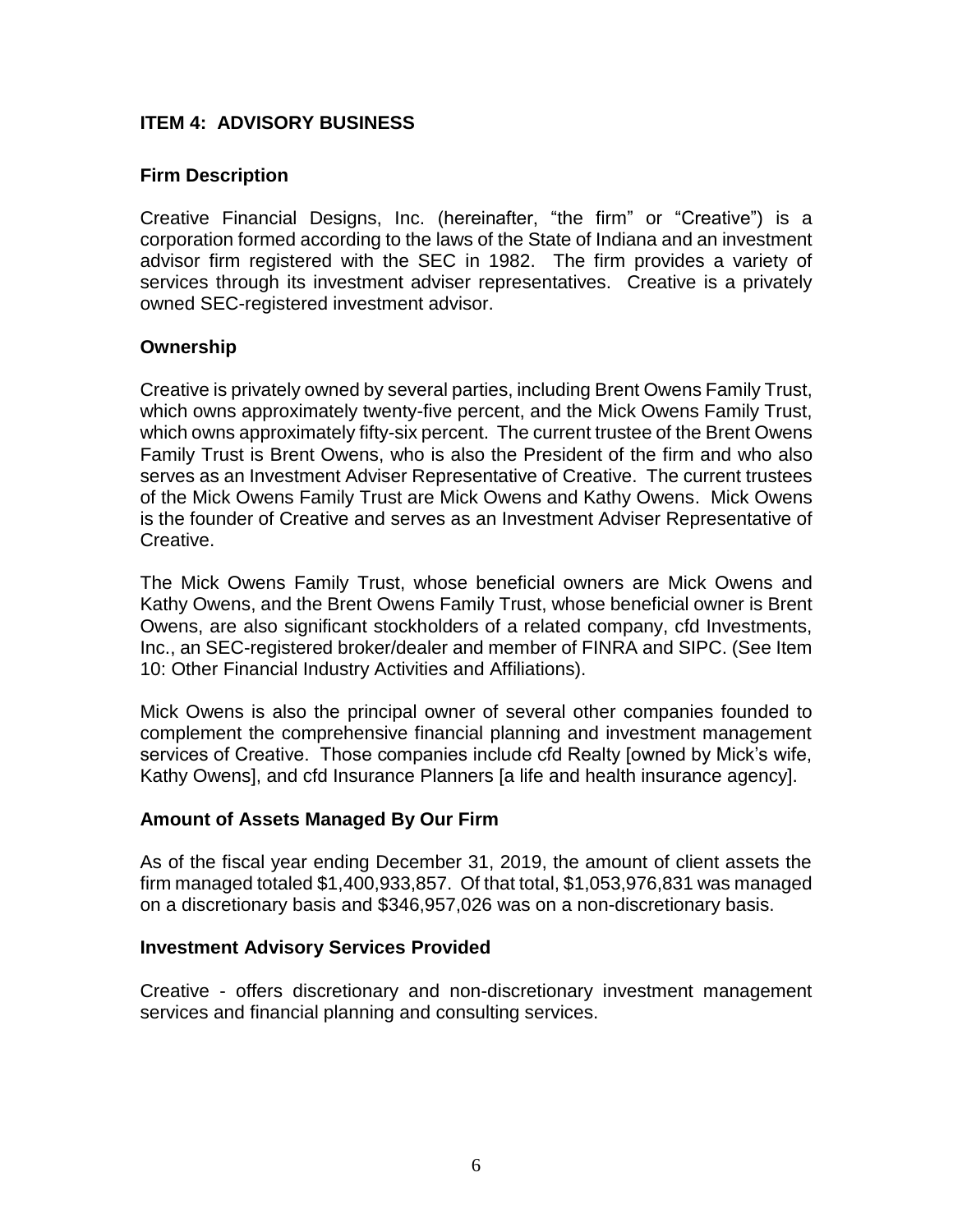## ITEM 4: ADVISORY BUSINESS

### Firm Description

Creative Financial Designs, Inc. (hereinafter, "the firm" or "Creative") is a corporation formed according to the laws of the State of Indiana and an investment advisor firm registered with the SEC in 1982. The firm provides a variety of services through its investment adviser representatives. Creative is a privately owned SEC-registered investment advisor.

### Ownership

Creative is privately owned by several parties, including Brent Owens Family Trust, which owns approximately twenty-five percent, and the Mick Owens Family Trust, which owns approximately fifty-six percent. The current trustee of the Brent Owens Family Trust is Brent Owens, who is also the President of the firm and who also serves as an Investment Adviser Representative of Creative. The current trustees of the Mick Owens Family Trust are Mick Owens and Kathy Owens. Mick Owens is the founder of Creative and serves as an Investment Adviser Representative of Creative.

The Mick Owens Family Trust, whose beneficial owners are Mick Owens and Kathy Owens, and the Brent Owens Family Trust, whose beneficial owner is Brent Owens, are also significant stockholders of a related company, cfd Investments, Inc., an SEC-registered broker/dealer and member of FINRA and SIPC. (See Item 10: Other Financial Industry Activities and Affiliations).

Mick Owens is also the principal owner of several other companies founded to complement the comprehensive financial planning and investment management services of Creative. Those companies include cfd Realty [owned by Mick's wife, Kathy Owens], and cfd Insurance Planners [a life and health insurance agency].

### Amount of Assets Managed By Our Firm

As of the fiscal year ending December 31, 2019, the amount of client assets the firm managed totaled $1,400,933,857. Of that total, $1,053,976,831 was managed on a discretionary basis and $346,957,026 was on a non-discretionary basis.

### Investment Advisory Services Provided

Creative - offers discretionary and non-discretionary investment management services and financial planning and consulting services.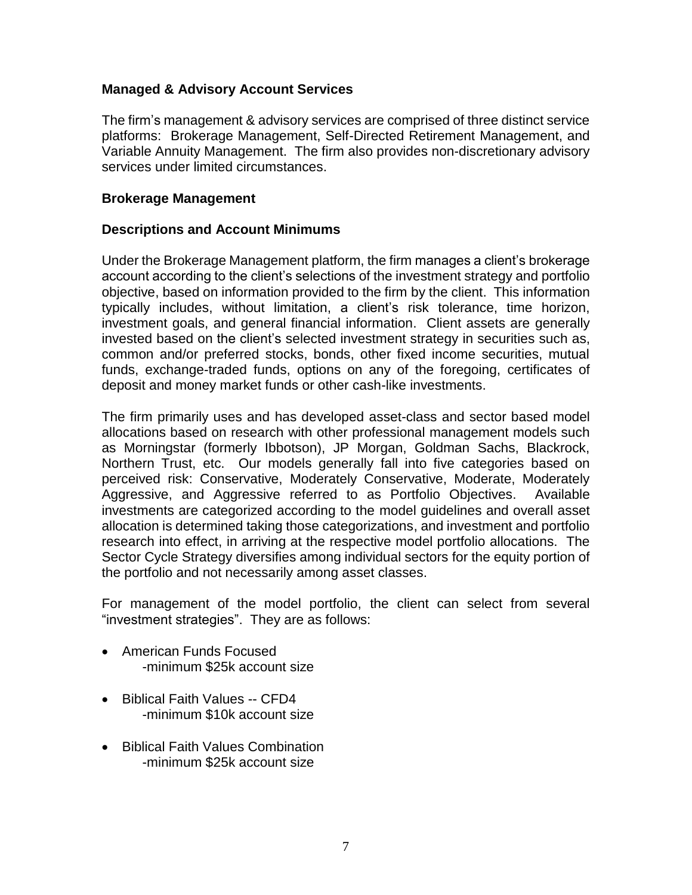### Managed & Advisory Account Services

The firm's management & advisory services are comprised of three distinct service platforms: Brokerage Management, Self-Directed Retirement Management, and Variable Annuity Management. The firm also provides non-discretionary advisory services under limited circumstances.

### Brokerage Management

### Descriptions and Account Minimums

Under the Brokerage Management platform, the firm manages a client's brokerage account according to the client's selections of the investment strategy and portfolio objective, based on information provided to the firm by the client. This information typically includes, without limitation, a client's risk tolerance, time horizon, investment goals, and general financial information. Client assets are generally invested based on the client's selected investment strategy in securities such as, common and/or preferred stocks, bonds, other fixed income securities, mutual funds, exchange-traded funds, options on any of the foregoing, certificates of deposit and money market funds or other cash-like investments.

The firm primarily uses and has developed asset-class and sector based model allocations based on research with other professional management models such as Morningstar (formerly Ibbotson), JP Morgan, Goldman Sachs, Blackrock, Northern Trust, etc. Our models generally fall into five categories based on perceived risk: Conservative, Moderately Conservative, Moderate, Moderately Aggressive, and Aggressive referred to as Portfolio Objectives. Available investments are categorized according to the model guidelines and overall asset allocation is determined taking those categorizations, and investment and portfolio research into effect, in arriving at the respective model portfolio allocations. The Sector Cycle Strategy diversifies among individual sectors for the equity portion of the portfolio and not necessarily among asset classes.

For management of the model portfolio, the client can select from several "investment strategies". They are as follows:

- American Funds Focused
  -minimum $25k account size
- Biblical Faith Values -- CFD4
  -minimum $10k account size
- Biblical Faith Values Combination
  -minimum $25k account size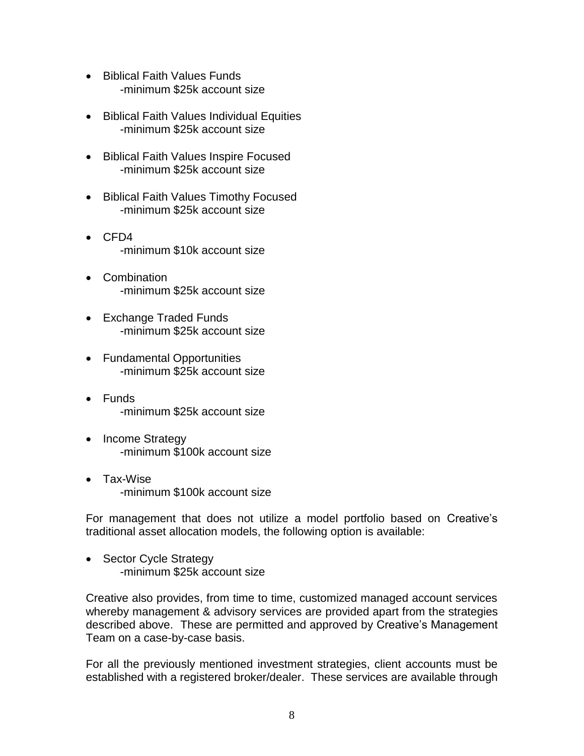- Biblical Faith Values Funds
  -minimum $25k account size

- Biblical Faith Values Individual Equities
  -minimum $25k account size

- Biblical Faith Values Inspire Focused
  -minimum $25k account size

- Biblical Faith Values Timothy Focused
  -minimum $25k account size

- CFD4
  -minimum $10k account size

- Combination
  -minimum $25k account size

- Exchange Traded Funds
  -minimum $25k account size

- Fundamental Opportunities
  -minimum $25k account size

- Funds
  -minimum $25k account size

- Income Strategy
  -minimum $100k account size

- Tax-Wise
  -minimum $100k account size

For management that does not utilize a model portfolio based on Creative's traditional asset allocation models, the following option is available:

- Sector Cycle Strategy
  -minimum $25k account size

Creative also provides, from time to time, customized managed account services whereby management & advisory services are provided apart from the strategies described above. These are permitted and approved by Creative's Management Team on a case-by-case basis.

For all the previously mentioned investment strategies, client accounts must be established with a registered broker/dealer. These services are available through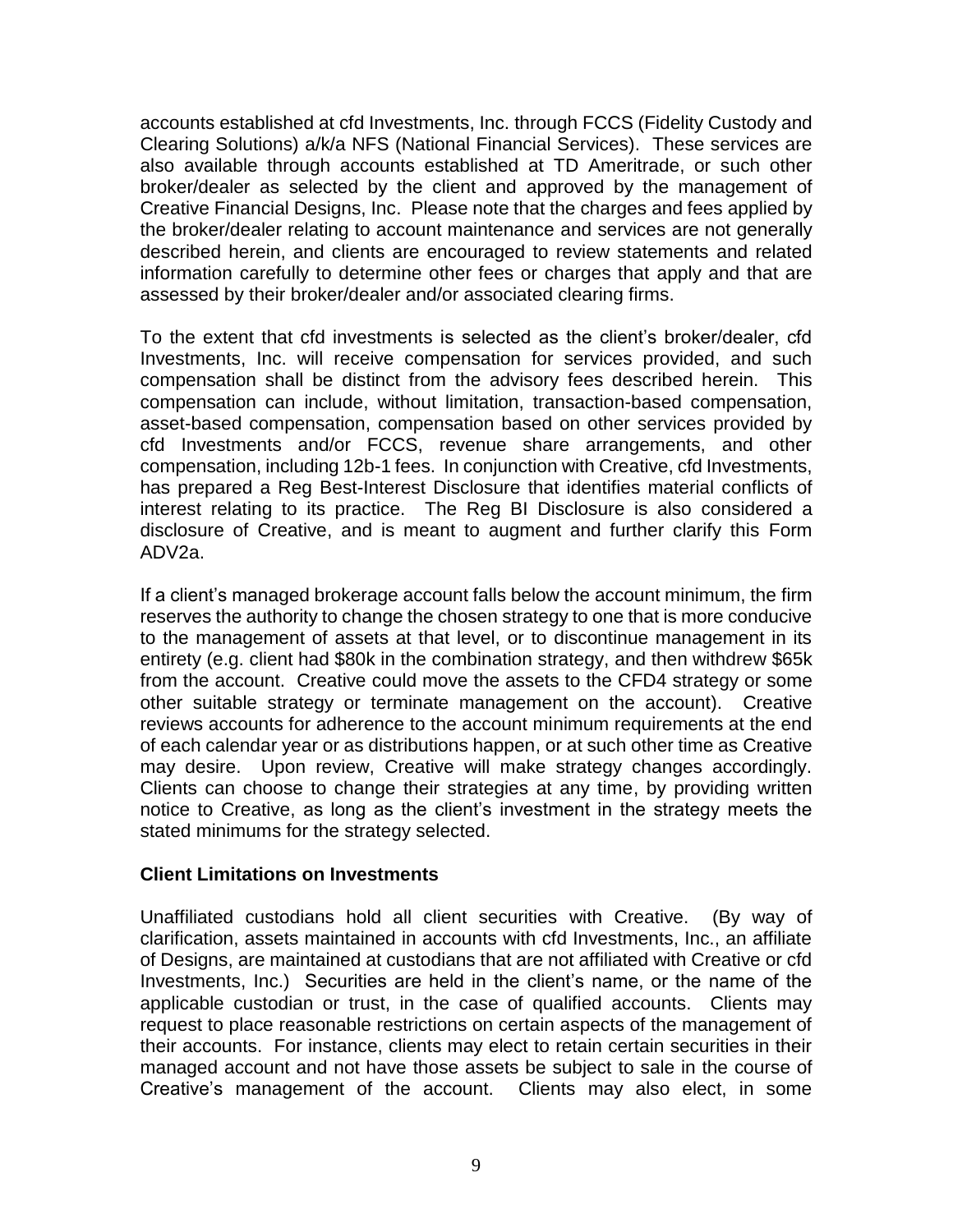accounts established at cfd Investments, Inc. through FCCS (Fidelity Custody and Clearing Solutions) a/k/a NFS (National Financial Services). These services are also available through accounts established at TD Ameritrade, or such other broker/dealer as selected by the client and approved by the management of Creative Financial Designs, Inc. Please note that the charges and fees applied by the broker/dealer relating to account maintenance and services are not generally described herein, and clients are encouraged to review statements and related information carefully to determine other fees or charges that apply and that are assessed by their broker/dealer and/or associated clearing firms.

To the extent that cfd investments is selected as the client's broker/dealer, cfd Investments, Inc. will receive compensation for services provided, and such compensation shall be distinct from the advisory fees described herein. This compensation can include, without limitation, transaction-based compensation, asset-based compensation, compensation based on other services provided by cfd Investments and/or FCCS, revenue share arrangements, and other compensation, including 12b-1 fees. In conjunction with Creative, cfd Investments, has prepared a Reg Best-Interest Disclosure that identifies material conflicts of interest relating to its practice. The Reg BI Disclosure is also considered a disclosure of Creative, and is meant to augment and further clarify this Form ADV2a.

If a client's managed brokerage account falls below the account minimum, the firm reserves the authority to change the chosen strategy to one that is more conducive to the management of assets at that level, or to discontinue management in its entirety (e.g. client had $80k in the combination strategy, and then withdrew $65k from the account. Creative could move the assets to the CFD4 strategy or some other suitable strategy or terminate management on the account). Creative reviews accounts for adherence to the account minimum requirements at the end of each calendar year or as distributions happen, or at such other time as Creative may desire. Upon review, Creative will make strategy changes accordingly. Clients can choose to change their strategies at any time, by providing written notice to Creative, as long as the client's investment in the strategy meets the stated minimums for the strategy selected.

**Client Limitations on Investments**

Unaffiliated custodians hold all client securities with Creative. (By way of clarification, assets maintained in accounts with cfd Investments, Inc., an affiliate of Designs, are maintained at custodians that are not affiliated with Creative or cfd Investments, Inc.) Securities are held in the client's name, or the name of the applicable custodian or trust, in the case of qualified accounts. Clients may request to place reasonable restrictions on certain aspects of the management of their accounts. For instance, clients may elect to retain certain securities in their managed account and not have those assets be subject to sale in the course of Creative's management of the account. Clients may also elect, in some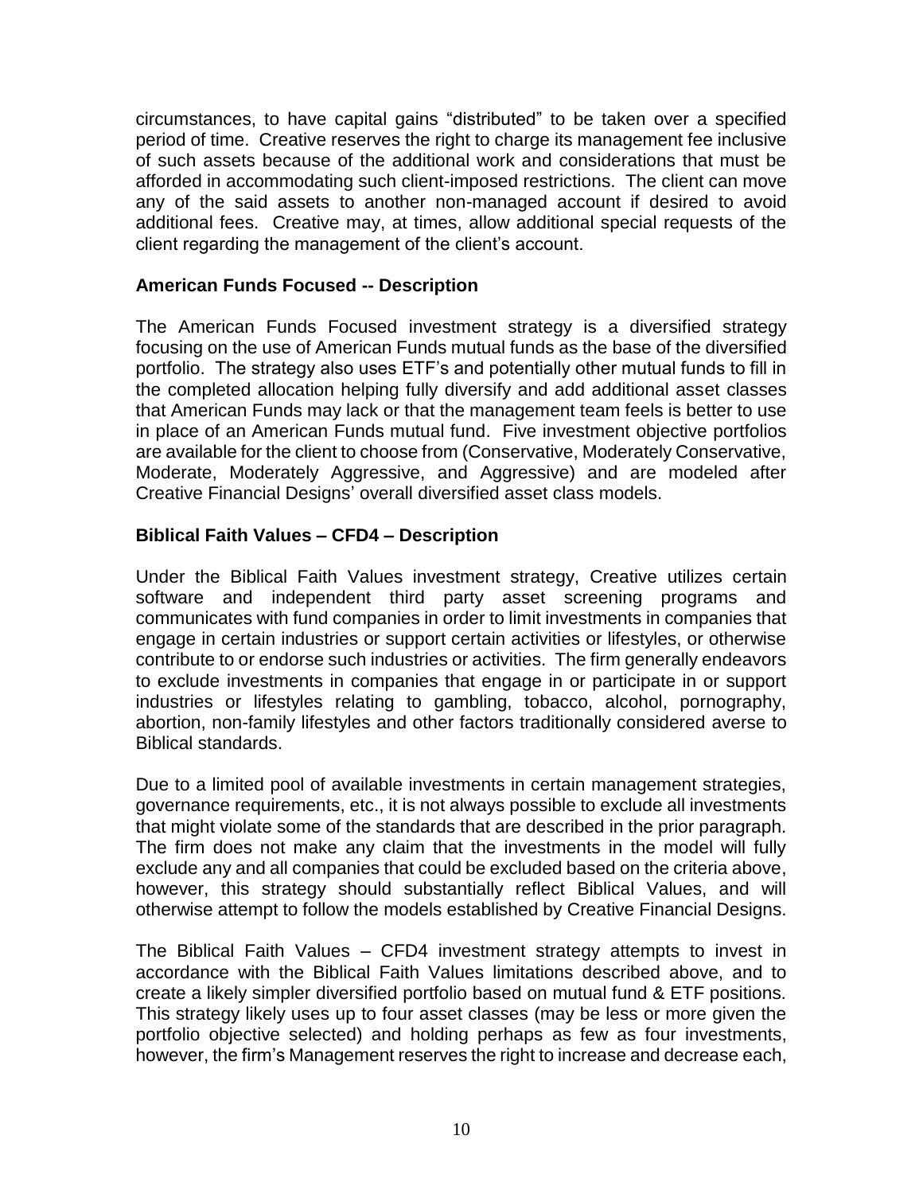circumstances, to have capital gains "distributed" to be taken over a specified period of time. Creative reserves the right to charge its management fee inclusive of such assets because of the additional work and considerations that must be afforded in accommodating such client-imposed restrictions. The client can move any of the said assets to another non-managed account if desired to avoid additional fees. Creative may, at times, allow additional special requests of the client regarding the management of the client's account.

**American Funds Focused -- Description**

The American Funds Focused investment strategy is a diversified strategy focusing on the use of American Funds mutual funds as the base of the diversified portfolio. The strategy also uses ETF's and potentially other mutual funds to fill in the completed allocation helping fully diversify and add additional asset classes that American Funds may lack or that the management team feels is better to use in place of an American Funds mutual fund. Five investment objective portfolios are available for the client to choose from (Conservative, Moderately Conservative, Moderate, Moderately Aggressive, and Aggressive) and are modeled after Creative Financial Designs' overall diversified asset class models.

**Biblical Faith Values – CFD4 – Description**

Under the Biblical Faith Values investment strategy, Creative utilizes certain software and independent third party asset screening programs and communicates with fund companies in order to limit investments in companies that engage in certain industries or support certain activities or lifestyles, or otherwise contribute to or endorse such industries or activities. The firm generally endeavors to exclude investments in companies that engage in or participate in or support industries or lifestyles relating to gambling, tobacco, alcohol, pornography, abortion, non-family lifestyles and other factors traditionally considered averse to Biblical standards.

Due to a limited pool of available investments in certain management strategies, governance requirements, etc., it is not always possible to exclude all investments that might violate some of the standards that are described in the prior paragraph. The firm does not make any claim that the investments in the model will fully exclude any and all companies that could be excluded based on the criteria above, however, this strategy should substantially reflect Biblical Values, and will otherwise attempt to follow the models established by Creative Financial Designs.

The Biblical Faith Values – CFD4 investment strategy attempts to invest in accordance with the Biblical Faith Values limitations described above, and to create a likely simpler diversified portfolio based on mutual fund & ETF positions. This strategy likely uses up to four asset classes (may be less or more given the portfolio objective selected) and holding perhaps as few as four investments, however, the firm's Management reserves the right to increase and decrease each,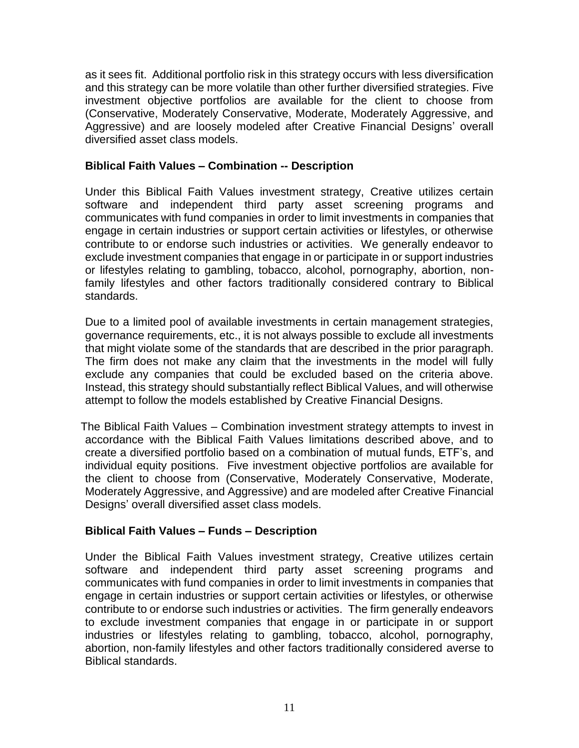as it sees fit. Additional portfolio risk in this strategy occurs with less diversification and this strategy can be more volatile than other further diversified strategies. Five investment objective portfolios are available for the client to choose from (Conservative, Moderately Conservative, Moderate, Moderately Aggressive, and Aggressive) and are loosely modeled after Creative Financial Designs' overall diversified asset class models.

**Biblical Faith Values – Combination -- Description**

Under this Biblical Faith Values investment strategy, Creative utilizes certain software and independent third party asset screening programs and communicates with fund companies in order to limit investments in companies that engage in certain industries or support certain activities or lifestyles, or otherwise contribute to or endorse such industries or activities. We generally endeavor to exclude investment companies that engage in or participate in or support industries or lifestyles relating to gambling, tobacco, alcohol, pornography, abortion, non-family lifestyles and other factors traditionally considered contrary to Biblical standards.

Due to a limited pool of available investments in certain management strategies, governance requirements, etc., it is not always possible to exclude all investments that might violate some of the standards that are described in the prior paragraph. The firm does not make any claim that the investments in the model will fully exclude any companies that could be excluded based on the criteria above. Instead, this strategy should substantially reflect Biblical Values, and will otherwise attempt to follow the models established by Creative Financial Designs.

The Biblical Faith Values – Combination investment strategy attempts to invest in accordance with the Biblical Faith Values limitations described above, and to create a diversified portfolio based on a combination of mutual funds, ETF's, and individual equity positions. Five investment objective portfolios are available for the client to choose from (Conservative, Moderately Conservative, Moderate, Moderately Aggressive, and Aggressive) and are modeled after Creative Financial Designs' overall diversified asset class models.

**Biblical Faith Values – Funds – Description**

Under the Biblical Faith Values investment strategy, Creative utilizes certain software and independent third party asset screening programs and communicates with fund companies in order to limit investments in companies that engage in certain industries or support certain activities or lifestyles, or otherwise contribute to or endorse such industries or activities. The firm generally endeavors to exclude investment companies that engage in or participate in or support industries or lifestyles relating to gambling, tobacco, alcohol, pornography, abortion, non-family lifestyles and other factors traditionally considered averse to Biblical standards.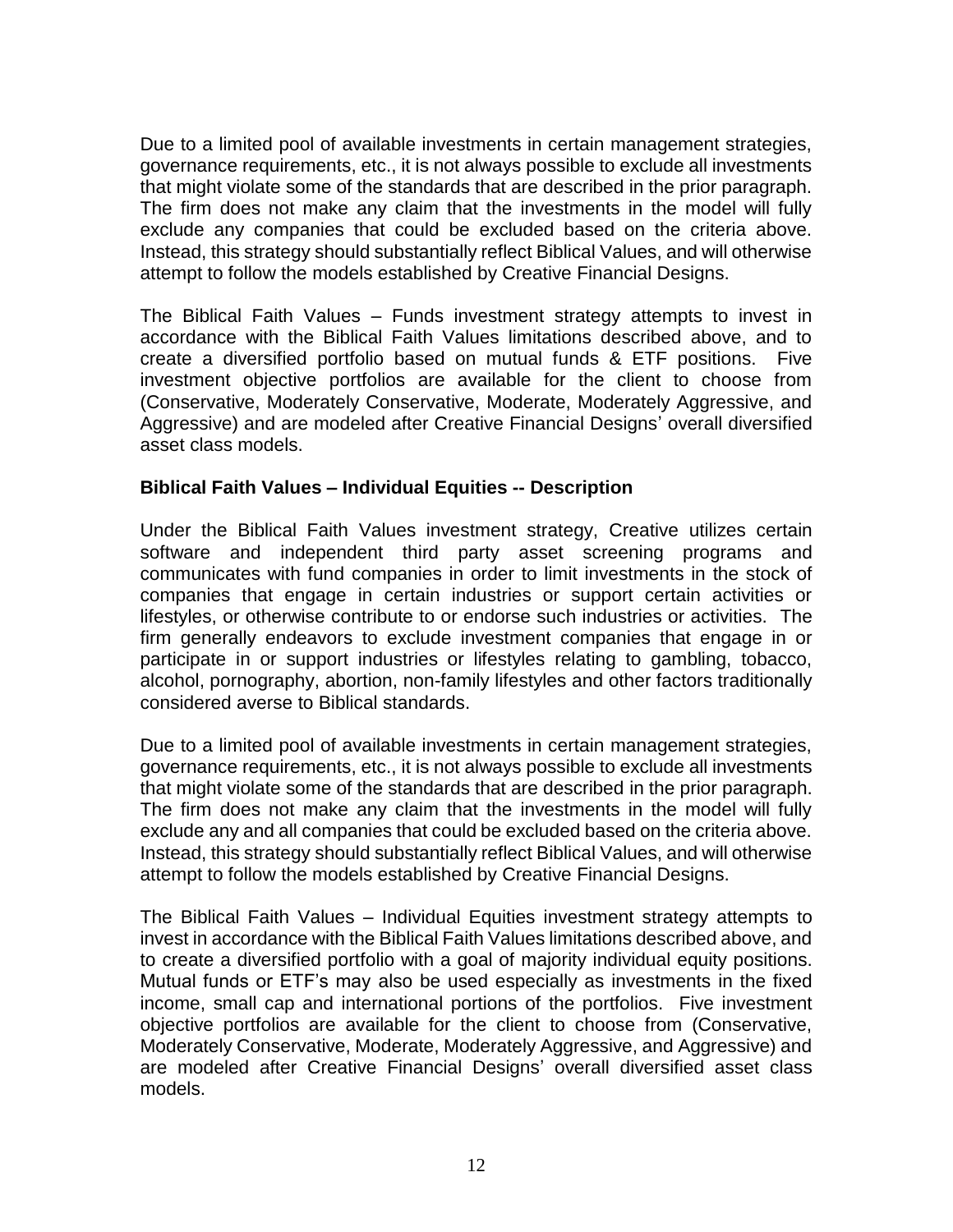Due to a limited pool of available investments in certain management strategies, governance requirements, etc., it is not always possible to exclude all investments that might violate some of the standards that are described in the prior paragraph. The firm does not make any claim that the investments in the model will fully exclude any companies that could be excluded based on the criteria above. Instead, this strategy should substantially reflect Biblical Values, and will otherwise attempt to follow the models established by Creative Financial Designs.

The Biblical Faith Values – Funds investment strategy attempts to invest in accordance with the Biblical Faith Values limitations described above, and to create a diversified portfolio based on mutual funds & ETF positions. Five investment objective portfolios are available for the client to choose from (Conservative, Moderately Conservative, Moderate, Moderately Aggressive, and Aggressive) and are modeled after Creative Financial Designs' overall diversified asset class models.

**Biblical Faith Values – Individual Equities -- Description**

Under the Biblical Faith Values investment strategy, Creative utilizes certain software and independent third party asset screening programs and communicates with fund companies in order to limit investments in the stock of companies that engage in certain industries or support certain activities or lifestyles, or otherwise contribute to or endorse such industries or activities. The firm generally endeavors to exclude investment companies that engage in or participate in or support industries or lifestyles relating to gambling, tobacco, alcohol, pornography, abortion, non-family lifestyles and other factors traditionally considered averse to Biblical standards.

Due to a limited pool of available investments in certain management strategies, governance requirements, etc., it is not always possible to exclude all investments that might violate some of the standards that are described in the prior paragraph. The firm does not make any claim that the investments in the model will fully exclude any and all companies that could be excluded based on the criteria above. Instead, this strategy should substantially reflect Biblical Values, and will otherwise attempt to follow the models established by Creative Financial Designs.

The Biblical Faith Values – Individual Equities investment strategy attempts to invest in accordance with the Biblical Faith Values limitations described above, and to create a diversified portfolio with a goal of majority individual equity positions. Mutual funds or ETF's may also be used especially as investments in the fixed income, small cap and international portions of the portfolios. Five investment objective portfolios are available for the client to choose from (Conservative, Moderately Conservative, Moderate, Moderately Aggressive, and Aggressive) and are modeled after Creative Financial Designs' overall diversified asset class models.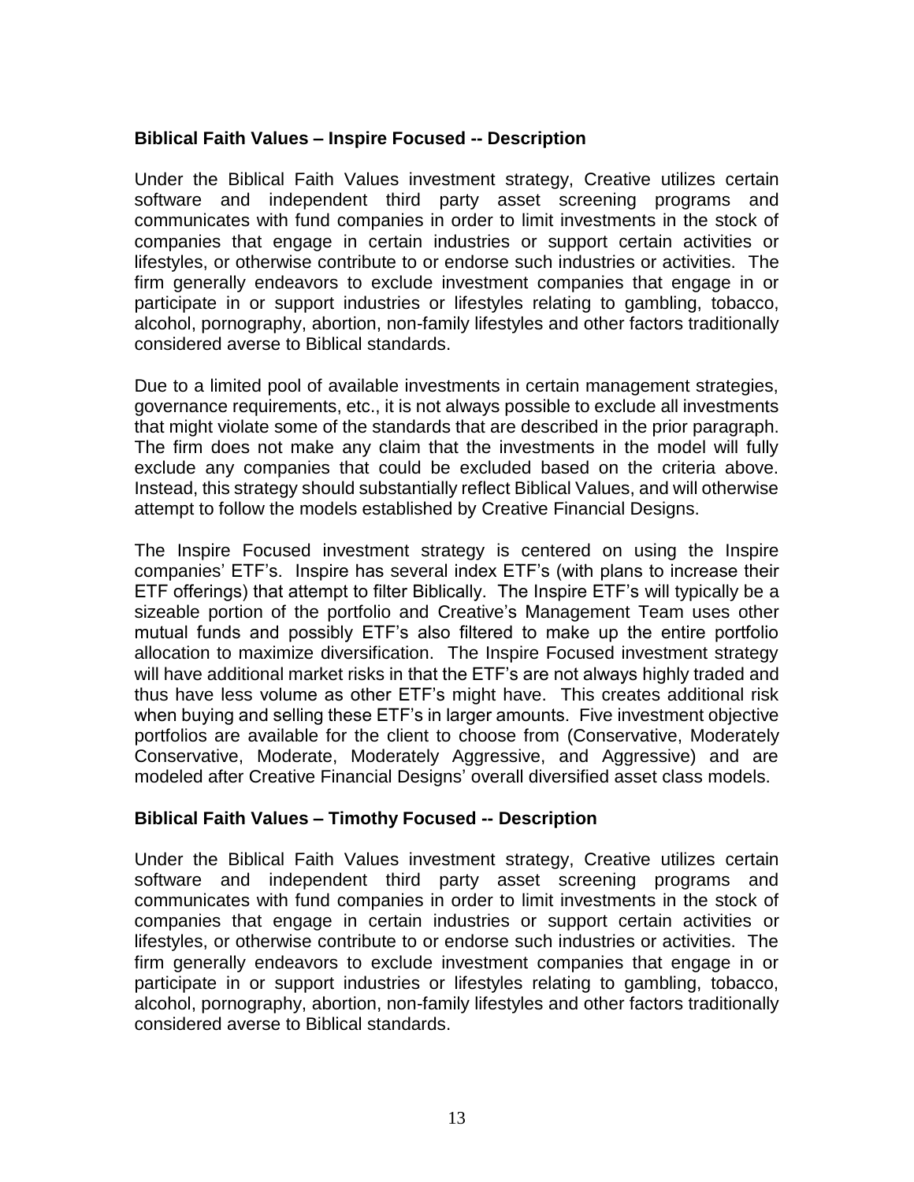**Biblical Faith Values – Inspire Focused -- Description**

Under the Biblical Faith Values investment strategy, Creative utilizes certain software and independent third party asset screening programs and communicates with fund companies in order to limit investments in the stock of companies that engage in certain industries or support certain activities or lifestyles, or otherwise contribute to or endorse such industries or activities. The firm generally endeavors to exclude investment companies that engage in or participate in or support industries or lifestyles relating to gambling, tobacco, alcohol, pornography, abortion, non-family lifestyles and other factors traditionally considered averse to Biblical standards.

Due to a limited pool of available investments in certain management strategies, governance requirements, etc., it is not always possible to exclude all investments that might violate some of the standards that are described in the prior paragraph. The firm does not make any claim that the investments in the model will fully exclude any companies that could be excluded based on the criteria above. Instead, this strategy should substantially reflect Biblical Values, and will otherwise attempt to follow the models established by Creative Financial Designs.

The Inspire Focused investment strategy is centered on using the Inspire companies' ETF's. Inspire has several index ETF's (with plans to increase their ETF offerings) that attempt to filter Biblically. The Inspire ETF's will typically be a sizeable portion of the portfolio and Creative's Management Team uses other mutual funds and possibly ETF's also filtered to make up the entire portfolio allocation to maximize diversification. The Inspire Focused investment strategy will have additional market risks in that the ETF's are not always highly traded and thus have less volume as other ETF's might have. This creates additional risk when buying and selling these ETF's in larger amounts. Five investment objective portfolios are available for the client to choose from (Conservative, Moderately Conservative, Moderate, Moderately Aggressive, and Aggressive) and are modeled after Creative Financial Designs' overall diversified asset class models.

**Biblical Faith Values – Timothy Focused -- Description**

Under the Biblical Faith Values investment strategy, Creative utilizes certain software and independent third party asset screening programs and communicates with fund companies in order to limit investments in the stock of companies that engage in certain industries or support certain activities or lifestyles, or otherwise contribute to or endorse such industries or activities. The firm generally endeavors to exclude investment companies that engage in or participate in or support industries or lifestyles relating to gambling, tobacco, alcohol, pornography, abortion, non-family lifestyles and other factors traditionally considered averse to Biblical standards.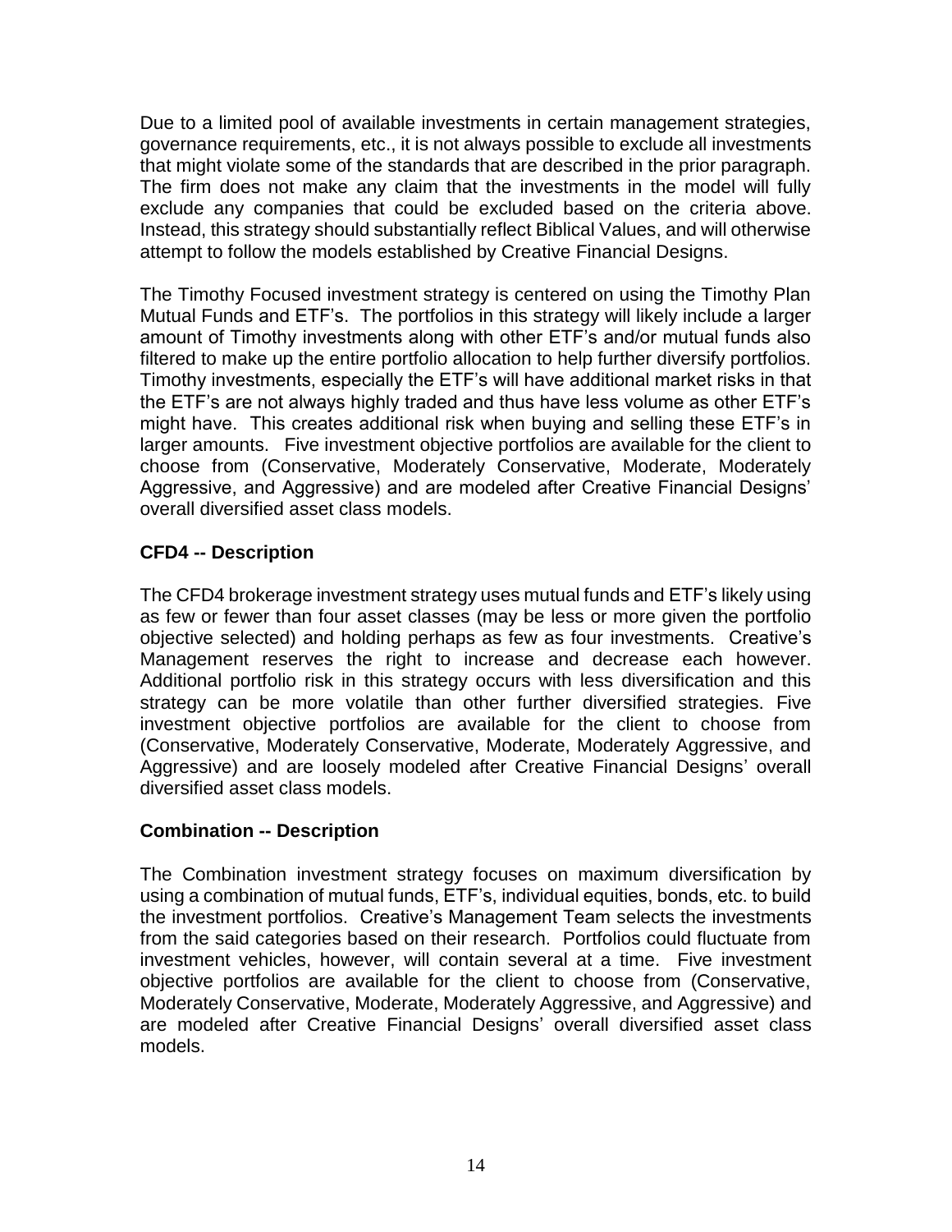Due to a limited pool of available investments in certain management strategies, governance requirements, etc., it is not always possible to exclude all investments that might violate some of the standards that are described in the prior paragraph. The firm does not make any claim that the investments in the model will fully exclude any companies that could be excluded based on the criteria above. Instead, this strategy should substantially reflect Biblical Values, and will otherwise attempt to follow the models established by Creative Financial Designs.

The Timothy Focused investment strategy is centered on using the Timothy Plan Mutual Funds and ETF's. The portfolios in this strategy will likely include a larger amount of Timothy investments along with other ETF's and/or mutual funds also filtered to make up the entire portfolio allocation to help further diversify portfolios. Timothy investments, especially the ETF's will have additional market risks in that the ETF's are not always highly traded and thus have less volume as other ETF's might have. This creates additional risk when buying and selling these ETF's in larger amounts. Five investment objective portfolios are available for the client to choose from (Conservative, Moderately Conservative, Moderate, Moderately Aggressive, and Aggressive) and are modeled after Creative Financial Designs' overall diversified asset class models.

**CFD4 -- Description**

The CFD4 brokerage investment strategy uses mutual funds and ETF's likely using as few or fewer than four asset classes (may be less or more given the portfolio objective selected) and holding perhaps as few as four investments. Creative's Management reserves the right to increase and decrease each however. Additional portfolio risk in this strategy occurs with less diversification and this strategy can be more volatile than other further diversified strategies. Five investment objective portfolios are available for the client to choose from (Conservative, Moderately Conservative, Moderate, Moderately Aggressive, and Aggressive) and are loosely modeled after Creative Financial Designs' overall diversified asset class models.

**Combination -- Description**

The Combination investment strategy focuses on maximum diversification by using a combination of mutual funds, ETF's, individual equities, bonds, etc. to build the investment portfolios. Creative's Management Team selects the investments from the said categories based on their research. Portfolios could fluctuate from investment vehicles, however, will contain several at a time. Five investment objective portfolios are available for the client to choose from (Conservative, Moderately Conservative, Moderate, Moderately Aggressive, and Aggressive) and are modeled after Creative Financial Designs' overall diversified asset class models.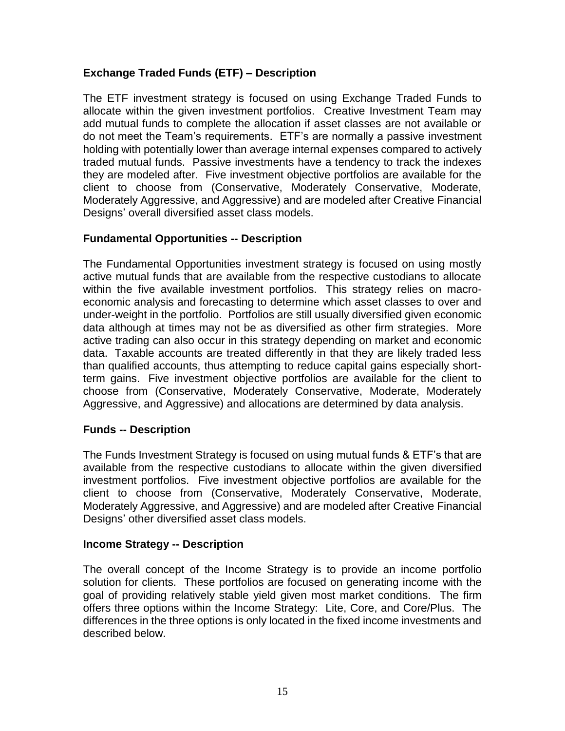### Exchange Traded Funds (ETF) – Description

The ETF investment strategy is focused on using Exchange Traded Funds to allocate within the given investment portfolios. Creative Investment Team may add mutual funds to complete the allocation if asset classes are not available or do not meet the Team's requirements. ETF's are normally a passive investment holding with potentially lower than average internal expenses compared to actively traded mutual funds. Passive investments have a tendency to track the indexes they are modeled after. Five investment objective portfolios are available for the client to choose from (Conservative, Moderately Conservative, Moderate, Moderately Aggressive, and Aggressive) and are modeled after Creative Financial Designs' overall diversified asset class models.

### Fundamental Opportunities -- Description

The Fundamental Opportunities investment strategy is focused on using mostly active mutual funds that are available from the respective custodians to allocate within the five available investment portfolios. This strategy relies on macro-economic analysis and forecasting to determine which asset classes to over and under-weight in the portfolio. Portfolios are still usually diversified given economic data although at times may not be as diversified as other firm strategies. More active trading can also occur in this strategy depending on market and economic data. Taxable accounts are treated differently in that they are likely traded less than qualified accounts, thus attempting to reduce capital gains especially short-term gains. Five investment objective portfolios are available for the client to choose from (Conservative, Moderately Conservative, Moderate, Moderately Aggressive, and Aggressive) and allocations are determined by data analysis.

### Funds -- Description

The Funds Investment Strategy is focused on using mutual funds & ETF's that are available from the respective custodians to allocate within the given diversified investment portfolios. Five investment objective portfolios are available for the client to choose from (Conservative, Moderately Conservative, Moderate, Moderately Aggressive, and Aggressive) and are modeled after Creative Financial Designs' other diversified asset class models.

### Income Strategy -- Description

The overall concept of the Income Strategy is to provide an income portfolio solution for clients. These portfolios are focused on generating income with the goal of providing relatively stable yield given most market conditions. The firm offers three options within the Income Strategy: Lite, Core, and Core/Plus. The differences in the three options is only located in the fixed income investments and described below.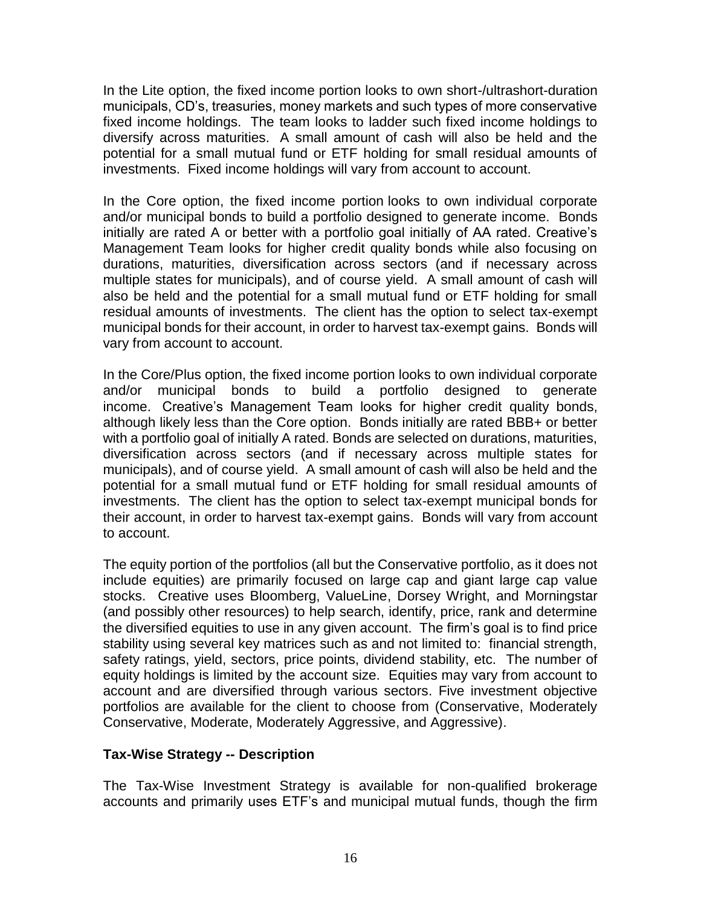In the Lite option, the fixed income portion looks to own short-/ultrashort-duration municipals, CD's, treasuries, money markets and such types of more conservative fixed income holdings. The team looks to ladder such fixed income holdings to diversify across maturities. A small amount of cash will also be held and the potential for a small mutual fund or ETF holding for small residual amounts of investments. Fixed income holdings will vary from account to account.

In the Core option, the fixed income portion looks to own individual corporate and/or municipal bonds to build a portfolio designed to generate income. Bonds initially are rated A or better with a portfolio goal initially of AA rated. Creative's Management Team looks for higher credit quality bonds while also focusing on durations, maturities, diversification across sectors (and if necessary across multiple states for municipals), and of course yield. A small amount of cash will also be held and the potential for a small mutual fund or ETF holding for small residual amounts of investments. The client has the option to select tax-exempt municipal bonds for their account, in order to harvest tax-exempt gains. Bonds will vary from account to account.

In the Core/Plus option, the fixed income portion looks to own individual corporate and/or municipal bonds to build a portfolio designed to generate income. Creative's Management Team looks for higher credit quality bonds, although likely less than the Core option. Bonds initially are rated BBB+ or better with a portfolio goal of initially A rated. Bonds are selected on durations, maturities, diversification across sectors (and if necessary across multiple states for municipals), and of course yield. A small amount of cash will also be held and the potential for a small mutual fund or ETF holding for small residual amounts of investments. The client has the option to select tax-exempt municipal bonds for their account, in order to harvest tax-exempt gains. Bonds will vary from account to account.

The equity portion of the portfolios (all but the Conservative portfolio, as it does not include equities) are primarily focused on large cap and giant large cap value stocks. Creative uses Bloomberg, ValueLine, Dorsey Wright, and Morningstar (and possibly other resources) to help search, identify, price, rank and determine the diversified equities to use in any given account. The firm's goal is to find price stability using several key matrices such as and not limited to: financial strength, safety ratings, yield, sectors, price points, dividend stability, etc. The number of equity holdings is limited by the account size. Equities may vary from account to account and are diversified through various sectors. Five investment objective portfolios are available for the client to choose from (Conservative, Moderately Conservative, Moderate, Moderately Aggressive, and Aggressive).

**Tax-Wise Strategy -- Description**

The Tax-Wise Investment Strategy is available for non-qualified brokerage accounts and primarily uses ETF's and municipal mutual funds, though the firm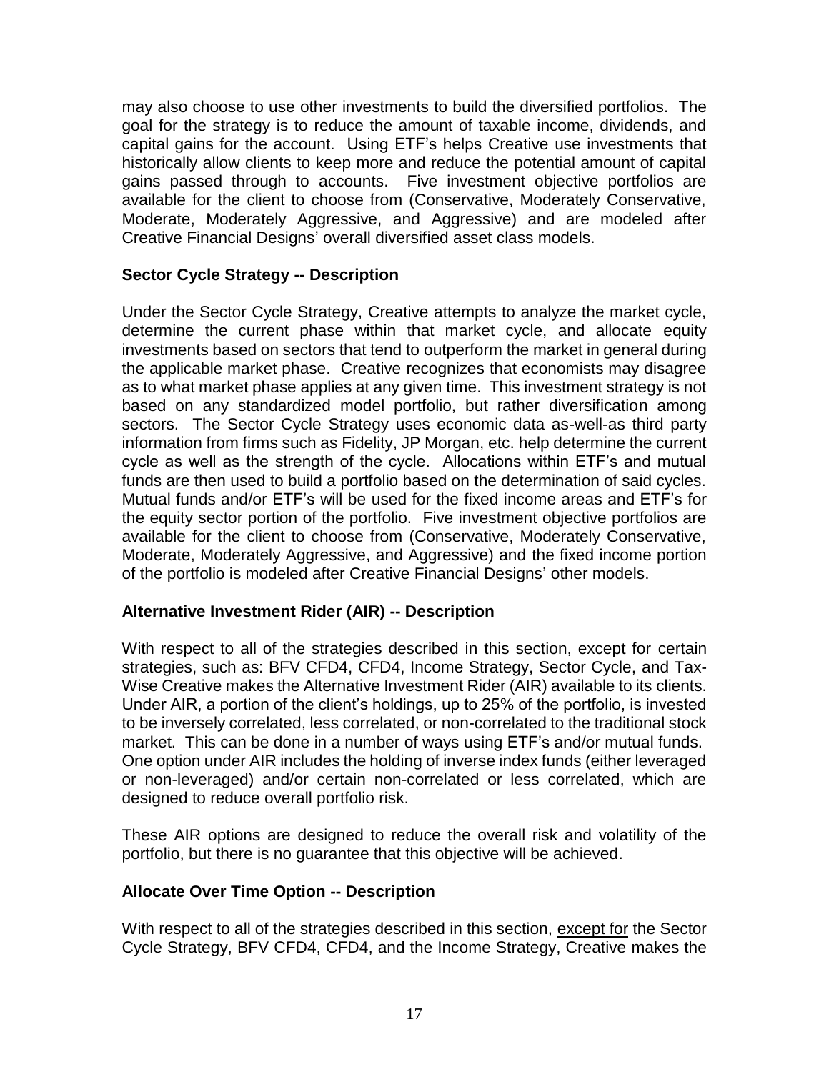may also choose to use other investments to build the diversified portfolios. The goal for the strategy is to reduce the amount of taxable income, dividends, and capital gains for the account. Using ETF's helps Creative use investments that historically allow clients to keep more and reduce the potential amount of capital gains passed through to accounts. Five investment objective portfolios are available for the client to choose from (Conservative, Moderately Conservative, Moderate, Moderately Aggressive, and Aggressive) and are modeled after Creative Financial Designs' overall diversified asset class models.

**Sector Cycle Strategy -- Description**

Under the Sector Cycle Strategy, Creative attempts to analyze the market cycle, determine the current phase within that market cycle, and allocate equity investments based on sectors that tend to outperform the market in general during the applicable market phase. Creative recognizes that economists may disagree as to what market phase applies at any given time. This investment strategy is not based on any standardized model portfolio, but rather diversification among sectors. The Sector Cycle Strategy uses economic data as-well-as third party information from firms such as Fidelity, JP Morgan, etc. help determine the current cycle as well as the strength of the cycle. Allocations within ETF's and mutual funds are then used to build a portfolio based on the determination of said cycles. Mutual funds and/or ETF's will be used for the fixed income areas and ETF's for the equity sector portion of the portfolio. Five investment objective portfolios are available for the client to choose from (Conservative, Moderately Conservative, Moderate, Moderately Aggressive, and Aggressive) and the fixed income portion of the portfolio is modeled after Creative Financial Designs' other models.

**Alternative Investment Rider (AIR) -- Description**

With respect to all of the strategies described in this section, except for certain strategies, such as: BFV CFD4, CFD4, Income Strategy, Sector Cycle, and Tax-Wise Creative makes the Alternative Investment Rider (AIR) available to its clients. Under AIR, a portion of the client's holdings, up to 25% of the portfolio, is invested to be inversely correlated, less correlated, or non-correlated to the traditional stock market. This can be done in a number of ways using ETF's and/or mutual funds. One option under AIR includes the holding of inverse index funds (either leveraged or non-leveraged) and/or certain non-correlated or less correlated, which are designed to reduce overall portfolio risk.

These AIR options are designed to reduce the overall risk and volatility of the portfolio, but there is no guarantee that this objective will be achieved.

**Allocate Over Time Option -- Description**

With respect to all of the strategies described in this section, except for the Sector Cycle Strategy, BFV CFD4, CFD4, and the Income Strategy, Creative makes the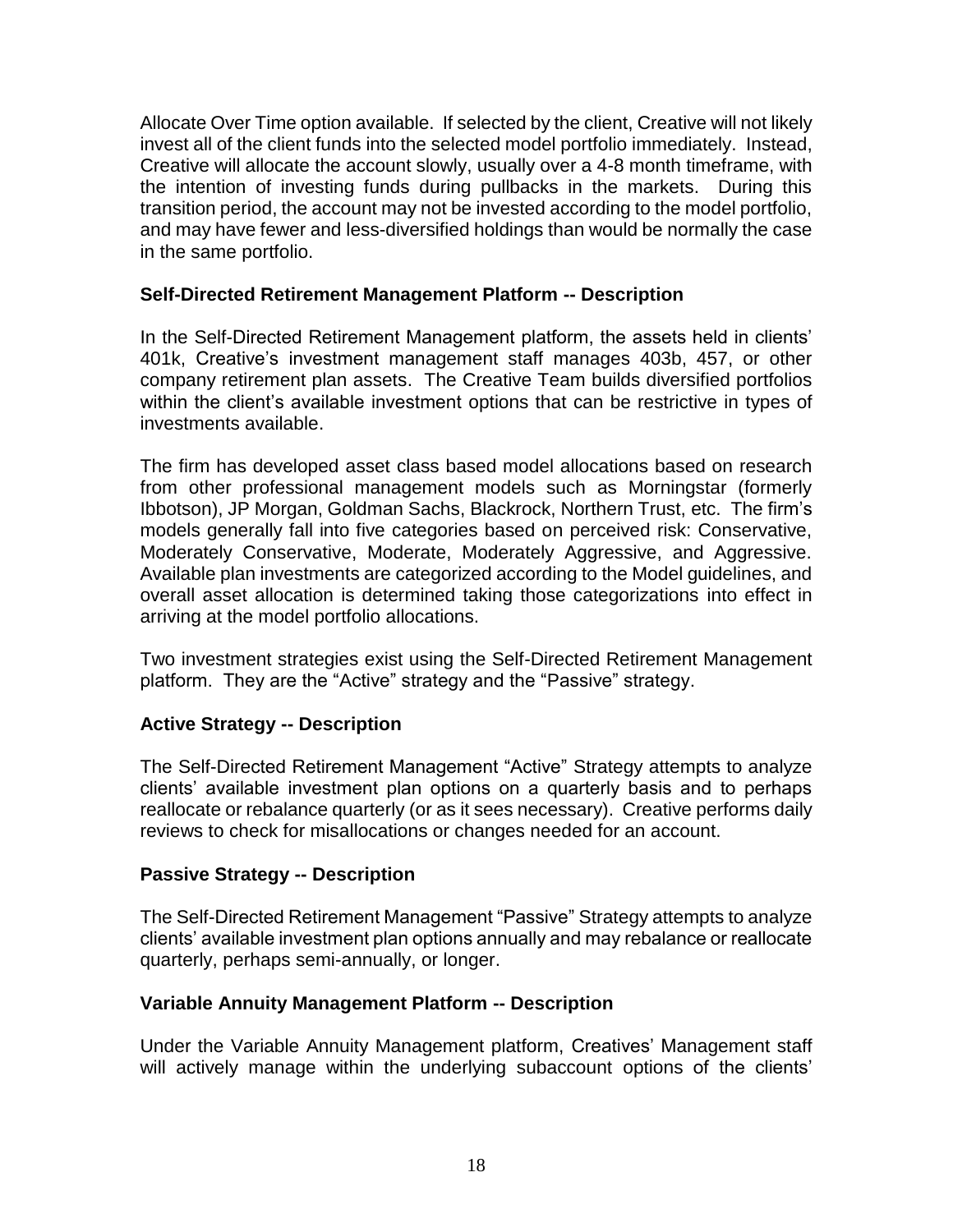Allocate Over Time option available. If selected by the client, Creative will not likely invest all of the client funds into the selected model portfolio immediately. Instead, Creative will allocate the account slowly, usually over a 4-8 month timeframe, with the intention of investing funds during pullbacks in the markets. During this transition period, the account may not be invested according to the model portfolio, and may have fewer and less-diversified holdings than would be normally the case in the same portfolio.

**Self-Directed Retirement Management Platform -- Description**

In the Self-Directed Retirement Management platform, the assets held in clients' 401k, Creative's investment management staff manages 403b, 457, or other company retirement plan assets. The Creative Team builds diversified portfolios within the client's available investment options that can be restrictive in types of investments available.

The firm has developed asset class based model allocations based on research from other professional management models such as Morningstar (formerly Ibbotson), JP Morgan, Goldman Sachs, Blackrock, Northern Trust, etc. The firm's models generally fall into five categories based on perceived risk: Conservative, Moderately Conservative, Moderate, Moderately Aggressive, and Aggressive. Available plan investments are categorized according to the Model guidelines, and overall asset allocation is determined taking those categorizations into effect in arriving at the model portfolio allocations.

Two investment strategies exist using the Self-Directed Retirement Management platform. They are the "Active" strategy and the "Passive" strategy.

**Active Strategy -- Description**

The Self-Directed Retirement Management "Active" Strategy attempts to analyze clients' available investment plan options on a quarterly basis and to perhaps reallocate or rebalance quarterly (or as it sees necessary). Creative performs daily reviews to check for misallocations or changes needed for an account.

**Passive Strategy -- Description**

The Self-Directed Retirement Management "Passive" Strategy attempts to analyze clients' available investment plan options annually and may rebalance or reallocate quarterly, perhaps semi-annually, or longer.

**Variable Annuity Management Platform -- Description**

Under the Variable Annuity Management platform, Creatives' Management staff will actively manage within the underlying subaccount options of the clients'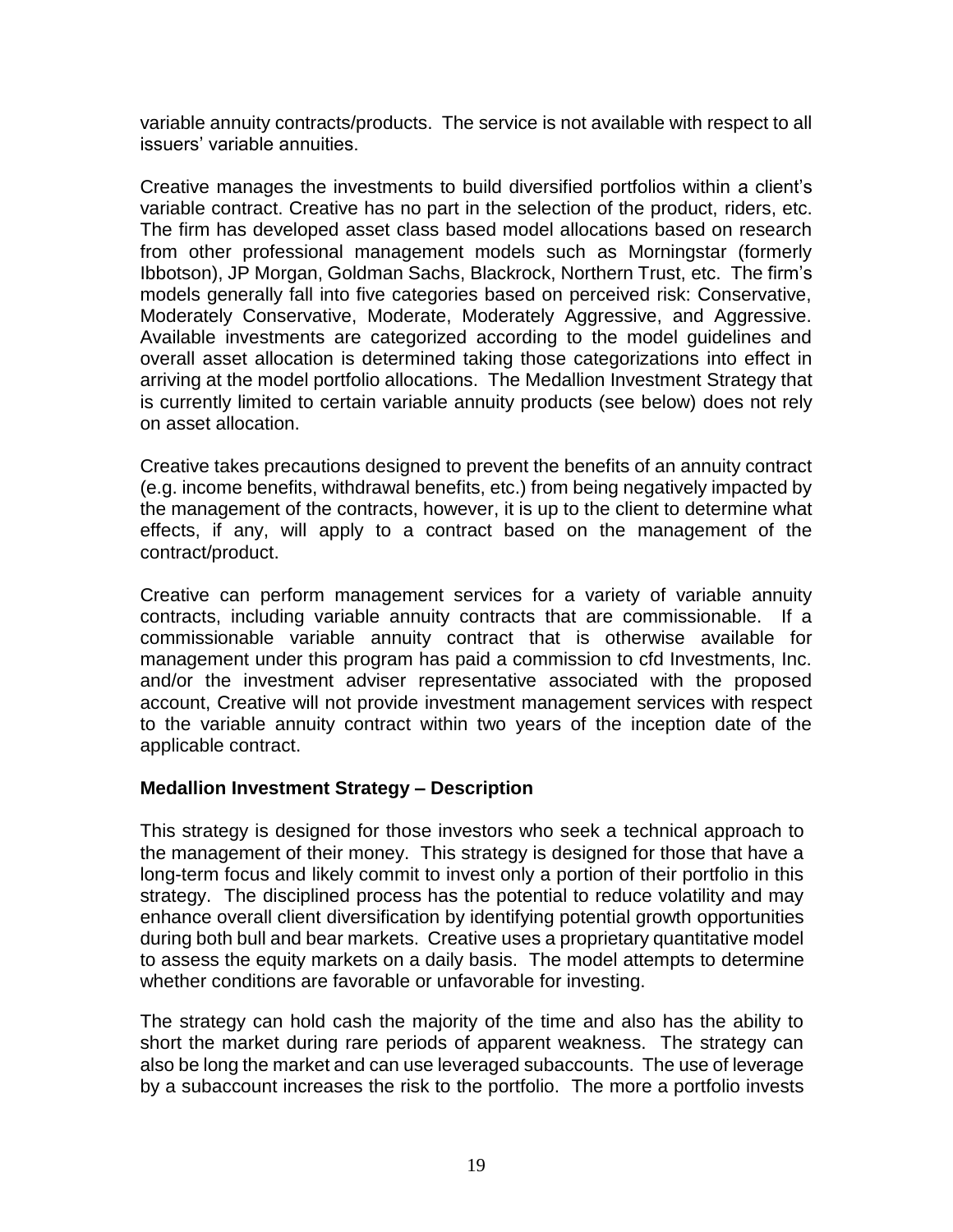variable annuity contracts/products. The service is not available with respect to all issuers' variable annuities.

Creative manages the investments to build diversified portfolios within a client's variable contract. Creative has no part in the selection of the product, riders, etc. The firm has developed asset class based model allocations based on research from other professional management models such as Morningstar (formerly Ibbotson), JP Morgan, Goldman Sachs, Blackrock, Northern Trust, etc. The firm's models generally fall into five categories based on perceived risk: Conservative, Moderately Conservative, Moderate, Moderately Aggressive, and Aggressive. Available investments are categorized according to the model guidelines and overall asset allocation is determined taking those categorizations into effect in arriving at the model portfolio allocations. The Medallion Investment Strategy that is currently limited to certain variable annuity products (see below) does not rely on asset allocation.

Creative takes precautions designed to prevent the benefits of an annuity contract (e.g. income benefits, withdrawal benefits, etc.) from being negatively impacted by the management of the contracts, however, it is up to the client to determine what effects, if any, will apply to a contract based on the management of the contract/product.

Creative can perform management services for a variety of variable annuity contracts, including variable annuity contracts that are commissionable. If a commissionable variable annuity contract that is otherwise available for management under this program has paid a commission to cfd Investments, Inc. and/or the investment adviser representative associated with the proposed account, Creative will not provide investment management services with respect to the variable annuity contract within two years of the inception date of the applicable contract.

**Medallion Investment Strategy – Description**

This strategy is designed for those investors who seek a technical approach to the management of their money. This strategy is designed for those that have a long-term focus and likely commit to invest only a portion of their portfolio in this strategy. The disciplined process has the potential to reduce volatility and may enhance overall client diversification by identifying potential growth opportunities during both bull and bear markets. Creative uses a proprietary quantitative model to assess the equity markets on a daily basis. The model attempts to determine whether conditions are favorable or unfavorable for investing.

The strategy can hold cash the majority of the time and also has the ability to short the market during rare periods of apparent weakness. The strategy can also be long the market and can use leveraged subaccounts. The use of leverage by a subaccount increases the risk to the portfolio. The more a portfolio invests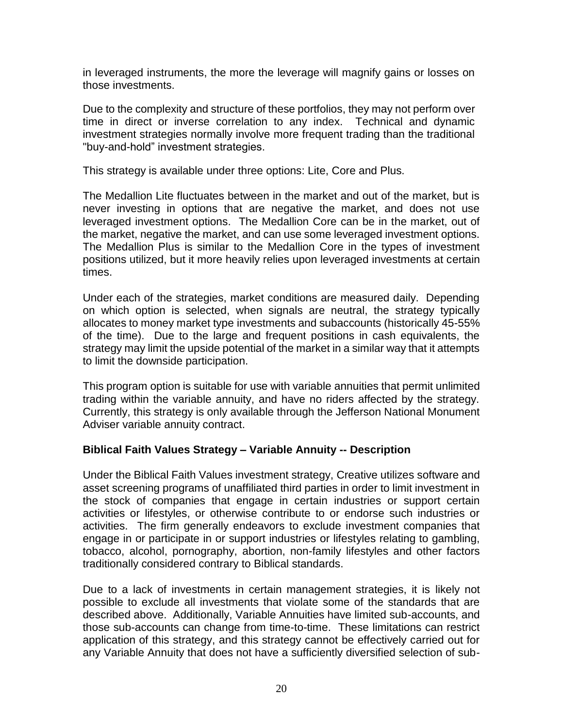in leveraged instruments, the more the leverage will magnify gains or losses on those investments.

Due to the complexity and structure of these portfolios, they may not perform over time in direct or inverse correlation to any index. Technical and dynamic investment strategies normally involve more frequent trading than the traditional "buy-and-hold" investment strategies.

This strategy is available under three options: Lite, Core and Plus.

The Medallion Lite fluctuates between in the market and out of the market, but is never investing in options that are negative the market, and does not use leveraged investment options. The Medallion Core can be in the market, out of the market, negative the market, and can use some leveraged investment options. The Medallion Plus is similar to the Medallion Core in the types of investment positions utilized, but it more heavily relies upon leveraged investments at certain times.

Under each of the strategies, market conditions are measured daily. Depending on which option is selected, when signals are neutral, the strategy typically allocates to money market type investments and subaccounts (historically 45-55% of the time). Due to the large and frequent positions in cash equivalents, the strategy may limit the upside potential of the market in a similar way that it attempts to limit the downside participation.

This program option is suitable for use with variable annuities that permit unlimited trading within the variable annuity, and have no riders affected by the strategy. Currently, this strategy is only available through the Jefferson National Monument Adviser variable annuity contract.

**Biblical Faith Values Strategy – Variable Annuity -- Description**

Under the Biblical Faith Values investment strategy, Creative utilizes software and asset screening programs of unaffiliated third parties in order to limit investment in the stock of companies that engage in certain industries or support certain activities or lifestyles, or otherwise contribute to or endorse such industries or activities. The firm generally endeavors to exclude investment companies that engage in or participate in or support industries or lifestyles relating to gambling, tobacco, alcohol, pornography, abortion, non-family lifestyles and other factors traditionally considered contrary to Biblical standards.

Due to a lack of investments in certain management strategies, it is likely not possible to exclude all investments that violate some of the standards that are described above. Additionally, Variable Annuities have limited sub-accounts, and those sub-accounts can change from time-to-time. These limitations can restrict application of this strategy, and this strategy cannot be effectively carried out for any Variable Annuity that does not have a sufficiently diversified selection of sub-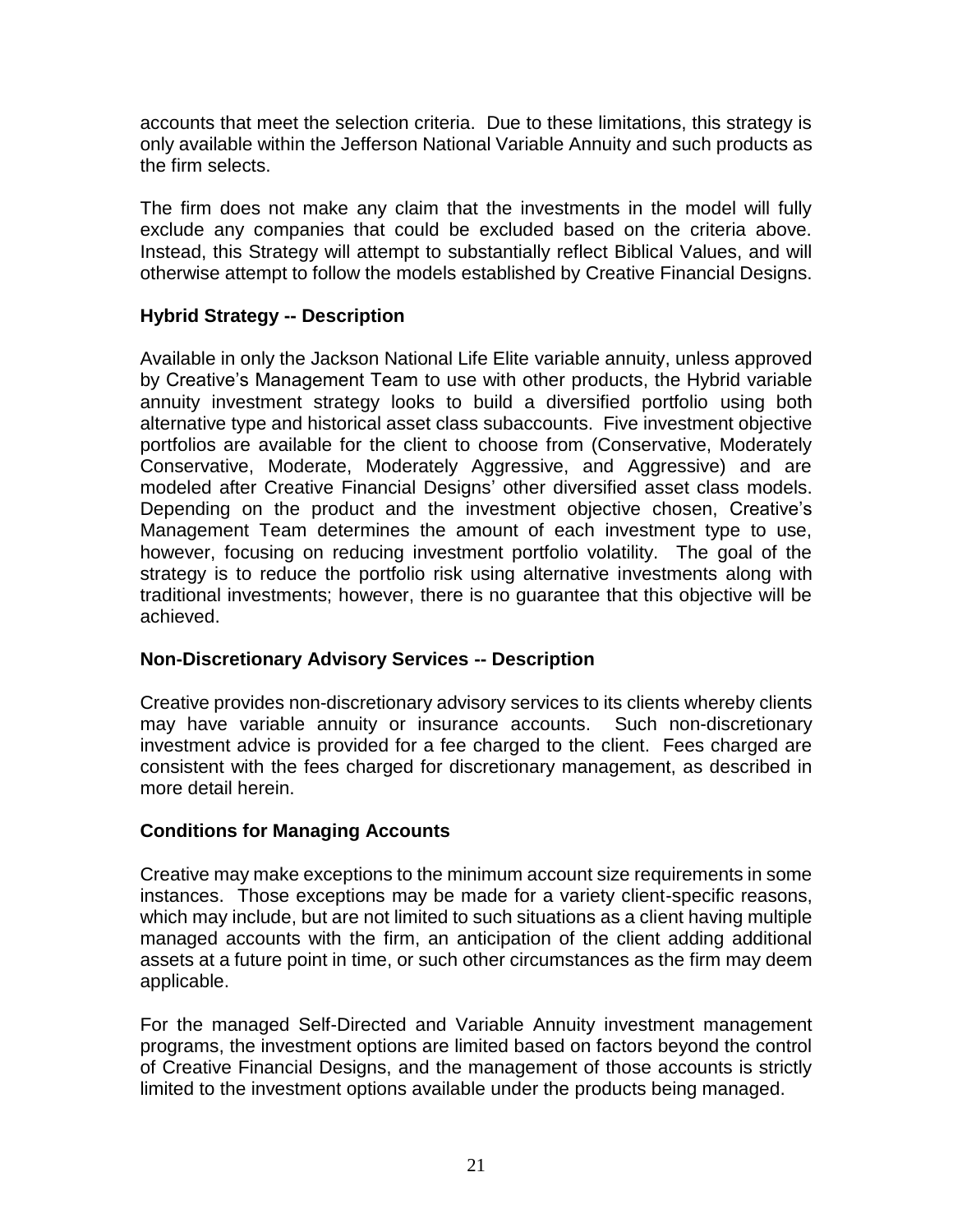accounts that meet the selection criteria. Due to these limitations, this strategy is only available within the Jefferson National Variable Annuity and such products as the firm selects.

The firm does not make any claim that the investments in the model will fully exclude any companies that could be excluded based on the criteria above. Instead, this Strategy will attempt to substantially reflect Biblical Values, and will otherwise attempt to follow the models established by Creative Financial Designs.

**Hybrid Strategy -- Description**

Available in only the Jackson National Life Elite variable annuity, unless approved by Creative's Management Team to use with other products, the Hybrid variable annuity investment strategy looks to build a diversified portfolio using both alternative type and historical asset class subaccounts. Five investment objective portfolios are available for the client to choose from (Conservative, Moderately Conservative, Moderate, Moderately Aggressive, and Aggressive) and are modeled after Creative Financial Designs' other diversified asset class models. Depending on the product and the investment objective chosen, Creative's Management Team determines the amount of each investment type to use, however, focusing on reducing investment portfolio volatility. The goal of the strategy is to reduce the portfolio risk using alternative investments along with traditional investments; however, there is no guarantee that this objective will be achieved.

**Non-Discretionary Advisory Services -- Description**

Creative provides non-discretionary advisory services to its clients whereby clients may have variable annuity or insurance accounts. Such non-discretionary investment advice is provided for a fee charged to the client. Fees charged are consistent with the fees charged for discretionary management, as described in more detail herein.

**Conditions for Managing Accounts**

Creative may make exceptions to the minimum account size requirements in some instances. Those exceptions may be made for a variety client-specific reasons, which may include, but are not limited to such situations as a client having multiple managed accounts with the firm, an anticipation of the client adding additional assets at a future point in time, or such other circumstances as the firm may deem applicable.

For the managed Self-Directed and Variable Annuity investment management programs, the investment options are limited based on factors beyond the control of Creative Financial Designs, and the management of those accounts is strictly limited to the investment options available under the products being managed.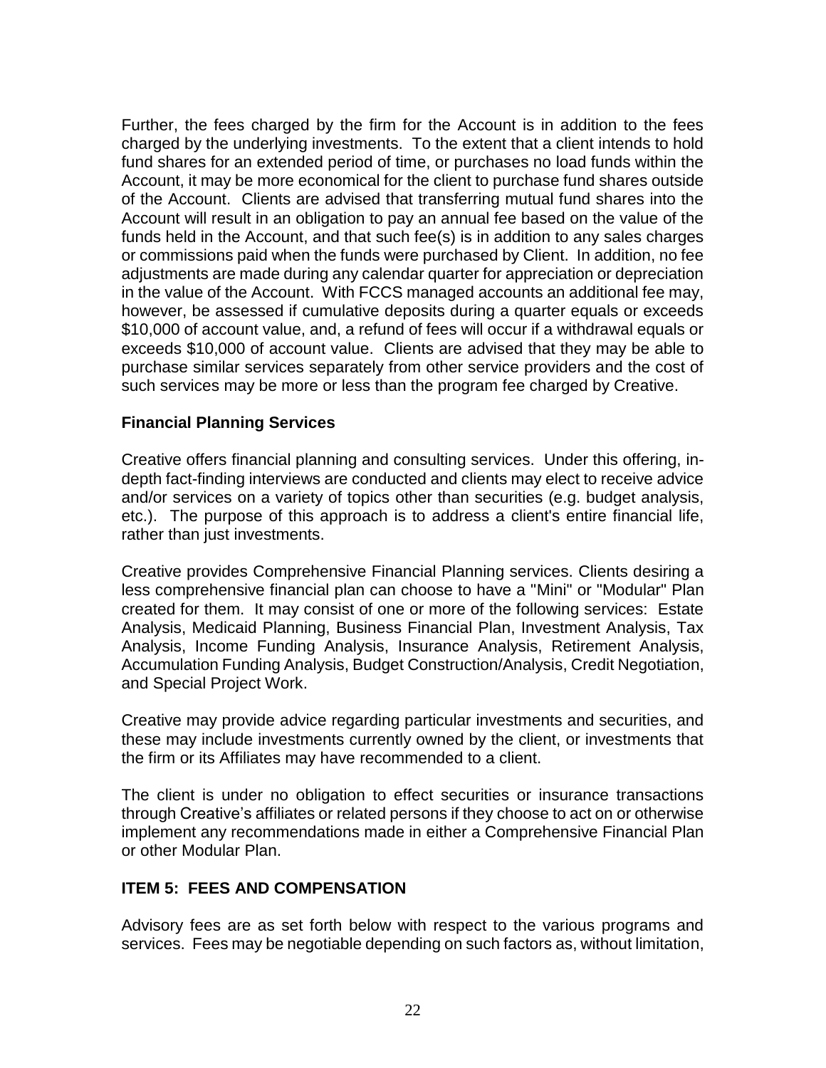Further, the fees charged by the firm for the Account is in addition to the fees charged by the underlying investments. To the extent that a client intends to hold fund shares for an extended period of time, or purchases no load funds within the Account, it may be more economical for the client to purchase fund shares outside of the Account. Clients are advised that transferring mutual fund shares into the Account will result in an obligation to pay an annual fee based on the value of the funds held in the Account, and that such fee(s) is in addition to any sales charges or commissions paid when the funds were purchased by Client. In addition, no fee adjustments are made during any calendar quarter for appreciation or depreciation in the value of the Account. With FCCS managed accounts an additional fee may, however, be assessed if cumulative deposits during a quarter equals or exceeds $10,000 of account value, and, a refund of fees will occur if a withdrawal equals or exceeds $10,000 of account value. Clients are advised that they may be able to purchase similar services separately from other service providers and the cost of such services may be more or less than the program fee charged by Creative.

### Financial Planning Services

Creative offers financial planning and consulting services. Under this offering, in-depth fact-finding interviews are conducted and clients may elect to receive advice and/or services on a variety of topics other than securities (e.g. budget analysis, etc.). The purpose of this approach is to address a client's entire financial life, rather than just investments.

Creative provides Comprehensive Financial Planning services. Clients desiring a less comprehensive financial plan can choose to have a "Mini" or "Modular" Plan created for them. It may consist of one or more of the following services: Estate Analysis, Medicaid Planning, Business Financial Plan, Investment Analysis, Tax Analysis, Income Funding Analysis, Insurance Analysis, Retirement Analysis, Accumulation Funding Analysis, Budget Construction/Analysis, Credit Negotiation, and Special Project Work.

Creative may provide advice regarding particular investments and securities, and these may include investments currently owned by the client, or investments that the firm or its Affiliates may have recommended to a client.

The client is under no obligation to effect securities or insurance transactions through Creative's affiliates or related persons if they choose to act on or otherwise implement any recommendations made in either a Comprehensive Financial Plan or other Modular Plan.

## ITEM 5: FEES AND COMPENSATION

Advisory fees are as set forth below with respect to the various programs and services. Fees may be negotiable depending on such factors as, without limitation,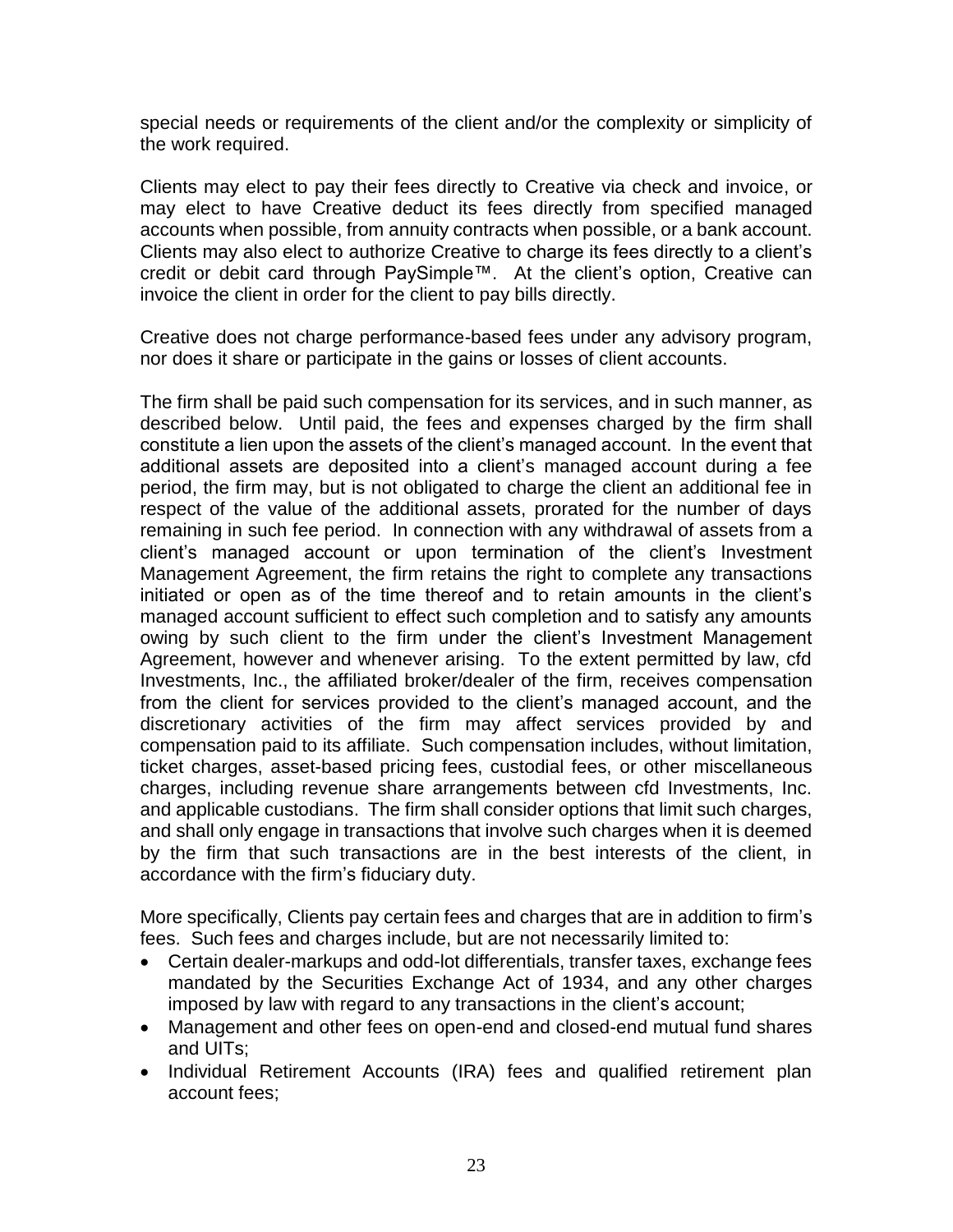special needs or requirements of the client and/or the complexity or simplicity of the work required.

Clients may elect to pay their fees directly to Creative via check and invoice, or may elect to have Creative deduct its fees directly from specified managed accounts when possible, from annuity contracts when possible, or a bank account. Clients may also elect to authorize Creative to charge its fees directly to a client's credit or debit card through PaySimple™. At the client's option, Creative can invoice the client in order for the client to pay bills directly.

Creative does not charge performance-based fees under any advisory program, nor does it share or participate in the gains or losses of client accounts.

The firm shall be paid such compensation for its services, and in such manner, as described below. Until paid, the fees and expenses charged by the firm shall constitute a lien upon the assets of the client's managed account. In the event that additional assets are deposited into a client's managed account during a fee period, the firm may, but is not obligated to charge the client an additional fee in respect of the value of the additional assets, prorated for the number of days remaining in such fee period. In connection with any withdrawal of assets from a client's managed account or upon termination of the client's Investment Management Agreement, the firm retains the right to complete any transactions initiated or open as of the time thereof and to retain amounts in the client's managed account sufficient to effect such completion and to satisfy any amounts owing by such client to the firm under the client's Investment Management Agreement, however and whenever arising. To the extent permitted by law, cfd Investments, Inc., the affiliated broker/dealer of the firm, receives compensation from the client for services provided to the client's managed account, and the discretionary activities of the firm may affect services provided by and compensation paid to its affiliate. Such compensation includes, without limitation, ticket charges, asset-based pricing fees, custodial fees, or other miscellaneous charges, including revenue share arrangements between cfd Investments, Inc. and applicable custodians. The firm shall consider options that limit such charges, and shall only engage in transactions that involve such charges when it is deemed by the firm that such transactions are in the best interests of the client, in accordance with the firm's fiduciary duty.

More specifically, Clients pay certain fees and charges that are in addition to firm's fees. Such fees and charges include, but are not necessarily limited to:

- Certain dealer-markups and odd-lot differentials, transfer taxes, exchange fees mandated by the Securities Exchange Act of 1934, and any other charges imposed by law with regard to any transactions in the client's account;
- Management and other fees on open-end and closed-end mutual fund shares and UITs;
- Individual Retirement Accounts (IRA) fees and qualified retirement plan account fees;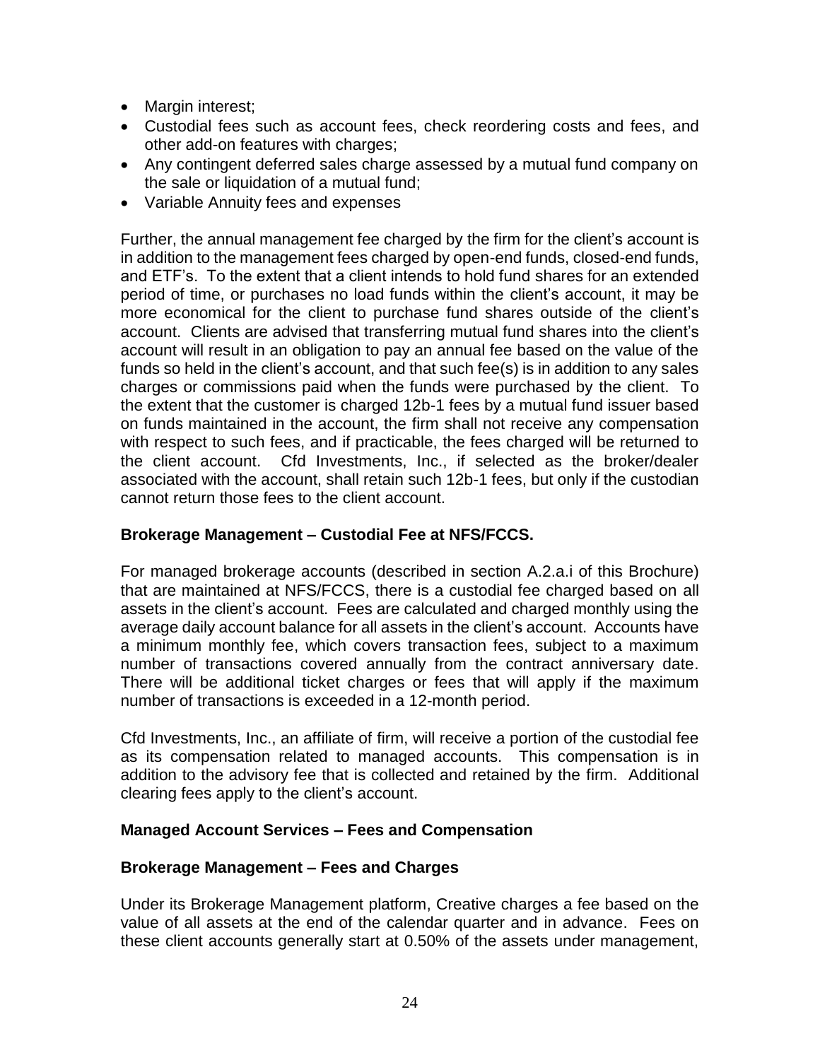- Margin interest;
- Custodial fees such as account fees, check reordering costs and fees, and other add-on features with charges;
- Any contingent deferred sales charge assessed by a mutual fund company on the sale or liquidation of a mutual fund;
- Variable Annuity fees and expenses

Further, the annual management fee charged by the firm for the client's account is in addition to the management fees charged by open-end funds, closed-end funds, and ETF's. To the extent that a client intends to hold fund shares for an extended period of time, or purchases no load funds within the client's account, it may be more economical for the client to purchase fund shares outside of the client's account. Clients are advised that transferring mutual fund shares into the client's account will result in an obligation to pay an annual fee based on the value of the funds so held in the client's account, and that such fee(s) is in addition to any sales charges or commissions paid when the funds were purchased by the client. To the extent that the customer is charged 12b-1 fees by a mutual fund issuer based on funds maintained in the account, the firm shall not receive any compensation with respect to such fees, and if practicable, the fees charged will be returned to the client account. Cfd Investments, Inc., if selected as the broker/dealer associated with the account, shall retain such 12b-1 fees, but only if the custodian cannot return those fees to the client account.

**Brokerage Management – Custodial Fee at NFS/FCCS.**

For managed brokerage accounts (described in section A.2.a.i of this Brochure) that are maintained at NFS/FCCS, there is a custodial fee charged based on all assets in the client's account. Fees are calculated and charged monthly using the average daily account balance for all assets in the client's account. Accounts have a minimum monthly fee, which covers transaction fees, subject to a maximum number of transactions covered annually from the contract anniversary date. There will be additional ticket charges or fees that will apply if the maximum number of transactions is exceeded in a 12-month period.

Cfd Investments, Inc., an affiliate of firm, will receive a portion of the custodial fee as its compensation related to managed accounts. This compensation is in addition to the advisory fee that is collected and retained by the firm. Additional clearing fees apply to the client's account.

**Managed Account Services – Fees and Compensation**

**Brokerage Management – Fees and Charges**

Under its Brokerage Management platform, Creative charges a fee based on the value of all assets at the end of the calendar quarter and in advance. Fees on these client accounts generally start at 0.50% of the assets under management,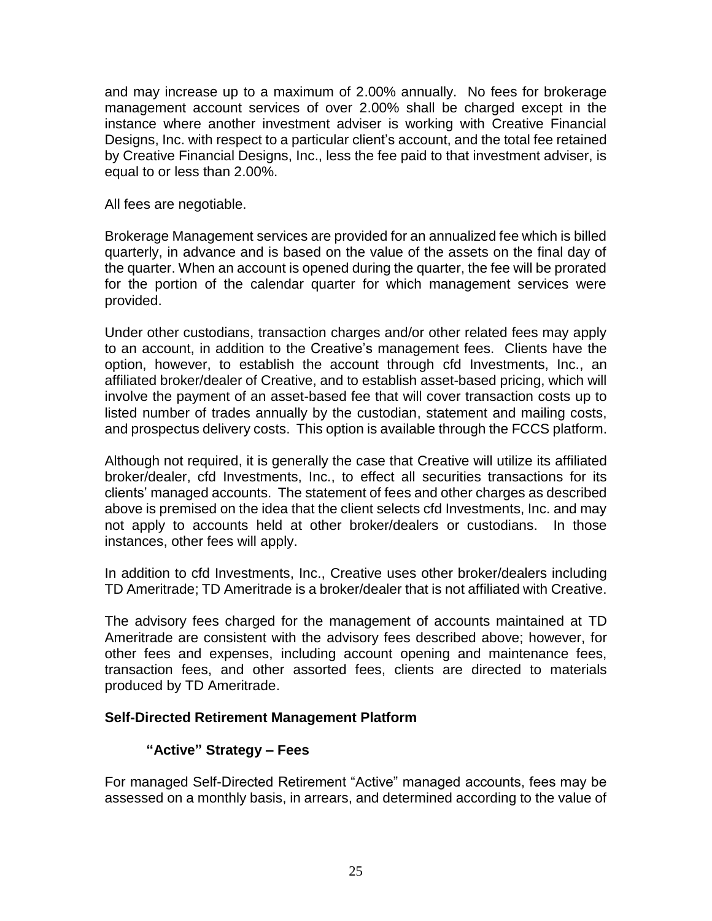and may increase up to a maximum of 2.00% annually. No fees for brokerage management account services of over 2.00% shall be charged except in the instance where another investment adviser is working with Creative Financial Designs, Inc. with respect to a particular client's account, and the total fee retained by Creative Financial Designs, Inc., less the fee paid to that investment adviser, is equal to or less than 2.00%.

All fees are negotiable.

Brokerage Management services are provided for an annualized fee which is billed quarterly, in advance and is based on the value of the assets on the final day of the quarter. When an account is opened during the quarter, the fee will be prorated for the portion of the calendar quarter for which management services were provided.

Under other custodians, transaction charges and/or other related fees may apply to an account, in addition to the Creative's management fees. Clients have the option, however, to establish the account through cfd Investments, Inc., an affiliated broker/dealer of Creative, and to establish asset-based pricing, which will involve the payment of an asset-based fee that will cover transaction costs up to listed number of trades annually by the custodian, statement and mailing costs, and prospectus delivery costs. This option is available through the FCCS platform.

Although not required, it is generally the case that Creative will utilize its affiliated broker/dealer, cfd Investments, Inc., to effect all securities transactions for its clients' managed accounts. The statement of fees and other charges as described above is premised on the idea that the client selects cfd Investments, Inc. and may not apply to accounts held at other broker/dealers or custodians. In those instances, other fees will apply.

In addition to cfd Investments, Inc., Creative uses other broker/dealers including TD Ameritrade; TD Ameritrade is a broker/dealer that is not affiliated with Creative.

The advisory fees charged for the management of accounts maintained at TD Ameritrade are consistent with the advisory fees described above; however, for other fees and expenses, including account opening and maintenance fees, transaction fees, and other assorted fees, clients are directed to materials produced by TD Ameritrade.

**Self-Directed Retirement Management Platform**

**"Active" Strategy – Fees**

For managed Self-Directed Retirement "Active" managed accounts, fees may be assessed on a monthly basis, in arrears, and determined according to the value of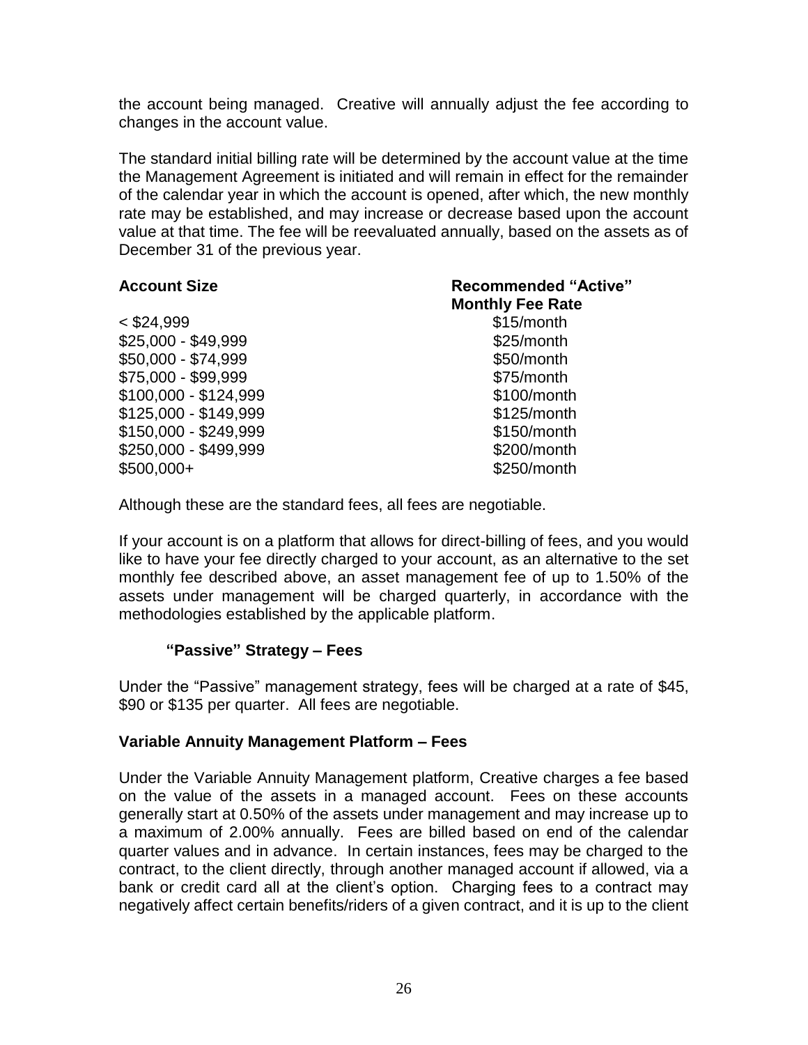the account being managed. Creative will annually adjust the fee according to changes in the account value.

The standard initial billing rate will be determined by the account value at the time the Management Agreement is initiated and will remain in effect for the remainder of the calendar year in which the account is opened, after which, the new monthly rate may be established, and may increase or decrease based upon the account value at that time. The fee will be reevaluated annually, based on the assets as of December 31 of the previous year.

| **Account Size** | **Recommended "Active" Monthly Fee Rate** |
|---|---|
| < $24,999 | $15/month |
| $25,000 - $49,999 | $25/month |
| $50,000 - $74,999 | $50/month |
| $75,000 - $99,999 | $75/month |
| $100,000 - $124,999 | $100/month |
| $125,000 - $149,999 | $125/month |
| $150,000 - $249,999 | $150/month |
| $250,000 - $499,999 | $200/month |
| $500,000+ | $250/month |

Although these are the standard fees, all fees are negotiable.

If your account is on a platform that allows for direct-billing of fees, and you would like to have your fee directly charged to your account, as an alternative to the set monthly fee described above, an asset management fee of up to 1.50% of the assets under management will be charged quarterly, in accordance with the methodologies established by the applicable platform.

**"Passive" Strategy – Fees**

Under the "Passive" management strategy, fees will be charged at a rate of $45, $90 or $135 per quarter. All fees are negotiable.

**Variable Annuity Management Platform – Fees**

Under the Variable Annuity Management platform, Creative charges a fee based on the value of the assets in a managed account. Fees on these accounts generally start at 0.50% of the assets under management and may increase up to a maximum of 2.00% annually. Fees are billed based on end of the calendar quarter values and in advance. In certain instances, fees may be charged to the contract, to the client directly, through another managed account if allowed, via a bank or credit card all at the client's option. Charging fees to a contract may negatively affect certain benefits/riders of a given contract, and it is up to the client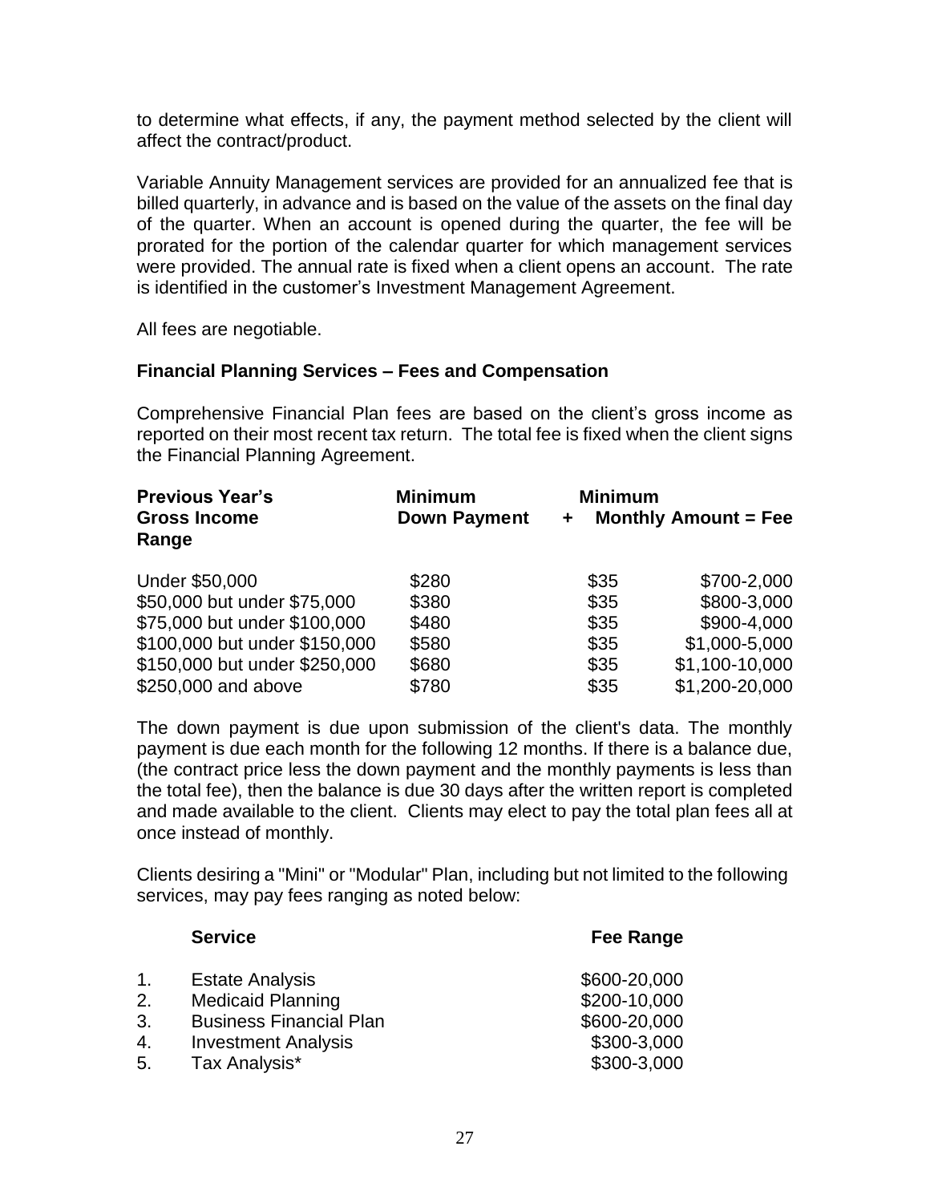to determine what effects, if any, the payment method selected by the client will affect the contract/product.

Variable Annuity Management services are provided for an annualized fee that is billed quarterly, in advance and is based on the value of the assets on the final day of the quarter. When an account is opened during the quarter, the fee will be prorated for the portion of the calendar quarter for which management services were provided. The annual rate is fixed when a client opens an account. The rate is identified in the customer's Investment Management Agreement.

All fees are negotiable.

**Financial Planning Services – Fees and Compensation**

Comprehensive Financial Plan fees are based on the client's gross income as reported on their most recent tax return. The total fee is fixed when the client signs the Financial Planning Agreement.

| Previous Year's Gross Income Range | Minimum Down Payment | + Minimum Monthly Amount | = Fee |
|---|---|---|---|
| Under $50,000 | $280 | $35 | $700-2,000 |
| $50,000 but under $75,000 | $380 | $35 | $800-3,000 |
| $75,000 but under $100,000 | $480 | $35 | $900-4,000 |
| $100,000 but under $150,000 | $580 | $35 | $1,000-5,000 |
| $150,000 but under $250,000 | $680 | $35 | $1,100-10,000 |
| $250,000 and above | $780 | $35 | $1,200-20,000 |

The down payment is due upon submission of the client's data. The monthly payment is due each month for the following 12 months. If there is a balance due, (the contract price less the down payment and the monthly payments is less than the total fee), then the balance is due 30 days after the written report is completed and made available to the client. Clients may elect to pay the total plan fees all at once instead of monthly.

Clients desiring a "Mini" or "Modular" Plan, including but not limited to the following services, may pay fees ranging as noted below:

| | Service | Fee Range |
|---|---|---|
| 1. | Estate Analysis | $600-20,000 |
| 2. | Medicaid Planning | $200-10,000 |
| 3. | Business Financial Plan | $600-20,000 |
| 4. | Investment Analysis | $300-3,000 |
| 5. | Tax Analysis* | $300-3,000 |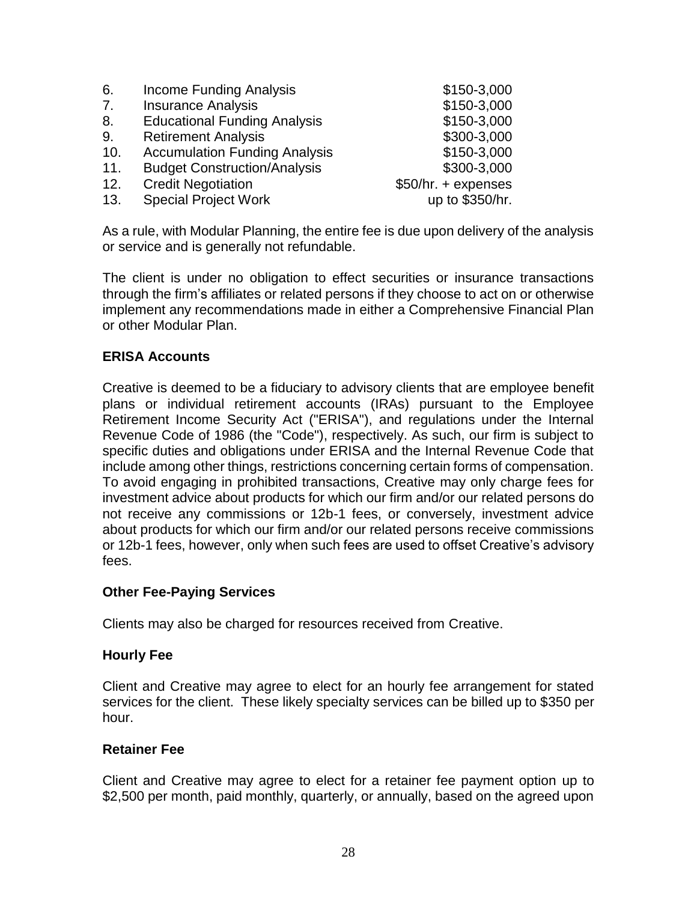6. Income Funding Analysis $150-3,000
7. Insurance Analysis $150-3,000
8. Educational Funding Analysis $150-3,000
9. Retirement Analysis $300-3,000
10. Accumulation Funding Analysis $150-3,000
11. Budget Construction/Analysis $300-3,000
12. Credit Negotiation $50/hr. + expenses
13. Special Project Work up to $350/hr.

As a rule, with Modular Planning, the entire fee is due upon delivery of the analysis or service and is generally not refundable.

The client is under no obligation to effect securities or insurance transactions through the firm's affiliates or related persons if they choose to act on or otherwise implement any recommendations made in either a Comprehensive Financial Plan or other Modular Plan.

**ERISA Accounts**

Creative is deemed to be a fiduciary to advisory clients that are employee benefit plans or individual retirement accounts (IRAs) pursuant to the Employee Retirement Income Security Act ("ERISA"), and regulations under the Internal Revenue Code of 1986 (the "Code"), respectively. As such, our firm is subject to specific duties and obligations under ERISA and the Internal Revenue Code that include among other things, restrictions concerning certain forms of compensation. To avoid engaging in prohibited transactions, Creative may only charge fees for investment advice about products for which our firm and/or our related persons do not receive any commissions or 12b-1 fees, or conversely, investment advice about products for which our firm and/or our related persons receive commissions or 12b-1 fees, however, only when such fees are used to offset Creative's advisory fees.

**Other Fee-Paying Services**

Clients may also be charged for resources received from Creative.

**Hourly Fee**

Client and Creative may agree to elect for an hourly fee arrangement for stated services for the client. These likely specialty services can be billed up to $350 per hour.

**Retainer Fee**

Client and Creative may agree to elect for a retainer fee payment option up to $2,500 per month, paid monthly, quarterly, or annually, based on the agreed upon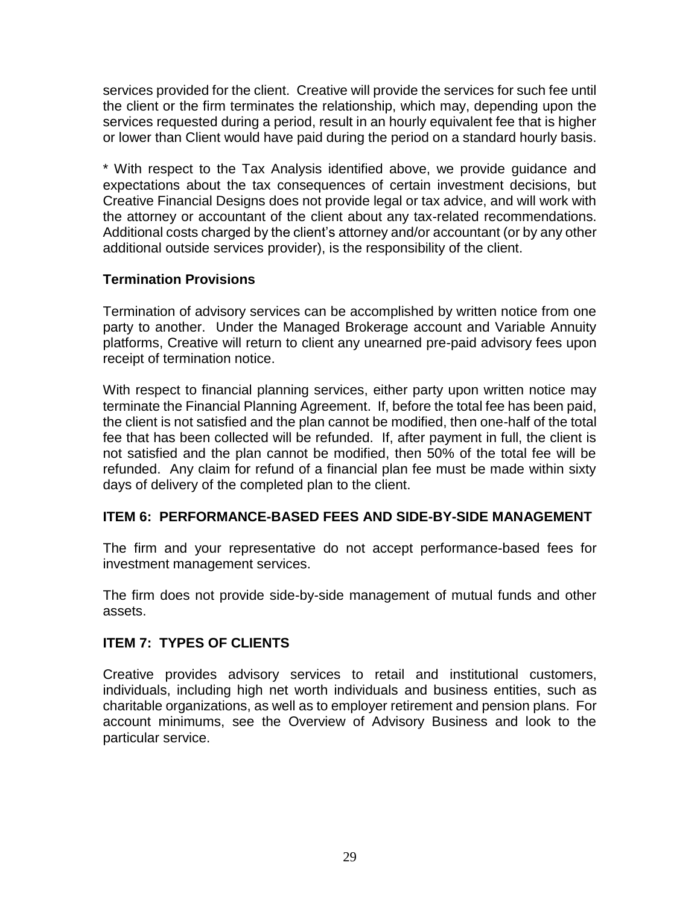services provided for the client. Creative will provide the services for such fee until the client or the firm terminates the relationship, which may, depending upon the services requested during a period, result in an hourly equivalent fee that is higher or lower than Client would have paid during the period on a standard hourly basis.

* With respect to the Tax Analysis identified above, we provide guidance and expectations about the tax consequences of certain investment decisions, but Creative Financial Designs does not provide legal or tax advice, and will work with the attorney or accountant of the client about any tax-related recommendations. Additional costs charged by the client's attorney and/or accountant (or by any other additional outside services provider), is the responsibility of the client.

**Termination Provisions**

Termination of advisory services can be accomplished by written notice from one party to another. Under the Managed Brokerage account and Variable Annuity platforms, Creative will return to client any unearned pre-paid advisory fees upon receipt of termination notice.

With respect to financial planning services, either party upon written notice may terminate the Financial Planning Agreement. If, before the total fee has been paid, the client is not satisfied and the plan cannot be modified, then one-half of the total fee that has been collected will be refunded. If, after payment in full, the client is not satisfied and the plan cannot be modified, then 50% of the total fee will be refunded. Any claim for refund of a financial plan fee must be made within sixty days of delivery of the completed plan to the client.

## ITEM 6: PERFORMANCE-BASED FEES AND SIDE-BY-SIDE MANAGEMENT

The firm and your representative do not accept performance-based fees for investment management services.

The firm does not provide side-by-side management of mutual funds and other assets.

## ITEM 7: TYPES OF CLIENTS

Creative provides advisory services to retail and institutional customers, individuals, including high net worth individuals and business entities, such as charitable organizations, as well as to employer retirement and pension plans. For account minimums, see the Overview of Advisory Business and look to the particular service.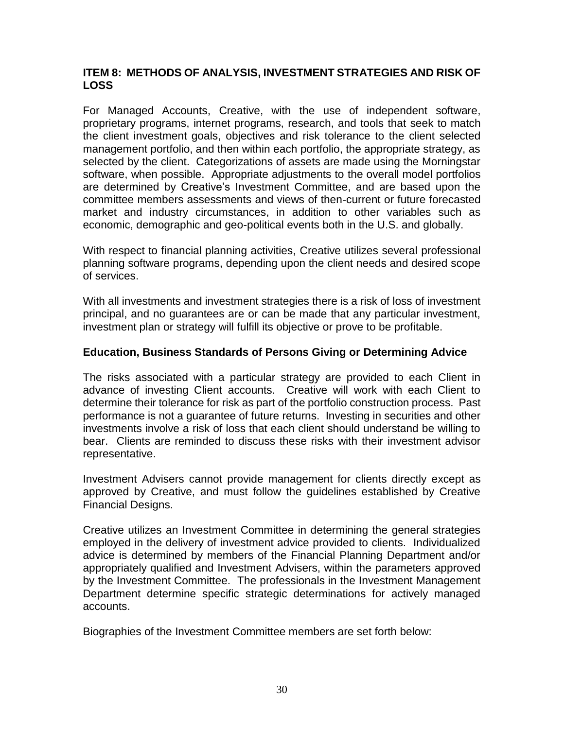## ITEM 8: METHODS OF ANALYSIS, INVESTMENT STRATEGIES AND RISK OF LOSS

For Managed Accounts, Creative, with the use of independent software, proprietary programs, internet programs, research, and tools that seek to match the client investment goals, objectives and risk tolerance to the client selected management portfolio, and then within each portfolio, the appropriate strategy, as selected by the client. Categorizations of assets are made using the Morningstar software, when possible. Appropriate adjustments to the overall model portfolios are determined by Creative's Investment Committee, and are based upon the committee members assessments and views of then-current or future forecasted market and industry circumstances, in addition to other variables such as economic, demographic and geo-political events both in the U.S. and globally.

With respect to financial planning activities, Creative utilizes several professional planning software programs, depending upon the client needs and desired scope of services.

With all investments and investment strategies there is a risk of loss of investment principal, and no guarantees are or can be made that any particular investment, investment plan or strategy will fulfill its objective or prove to be profitable.

### Education, Business Standards of Persons Giving or Determining Advice

The risks associated with a particular strategy are provided to each Client in advance of investing Client accounts. Creative will work with each Client to determine their tolerance for risk as part of the portfolio construction process. Past performance is not a guarantee of future returns. Investing in securities and other investments involve a risk of loss that each client should understand be willing to bear. Clients are reminded to discuss these risks with their investment advisor representative.

Investment Advisers cannot provide management for clients directly except as approved by Creative, and must follow the guidelines established by Creative Financial Designs.

Creative utilizes an Investment Committee in determining the general strategies employed in the delivery of investment advice provided to clients. Individualized advice is determined by members of the Financial Planning Department and/or appropriately qualified and Investment Advisers, within the parameters approved by the Investment Committee. The professionals in the Investment Management Department determine specific strategic determinations for actively managed accounts.

Biographies of the Investment Committee members are set forth below: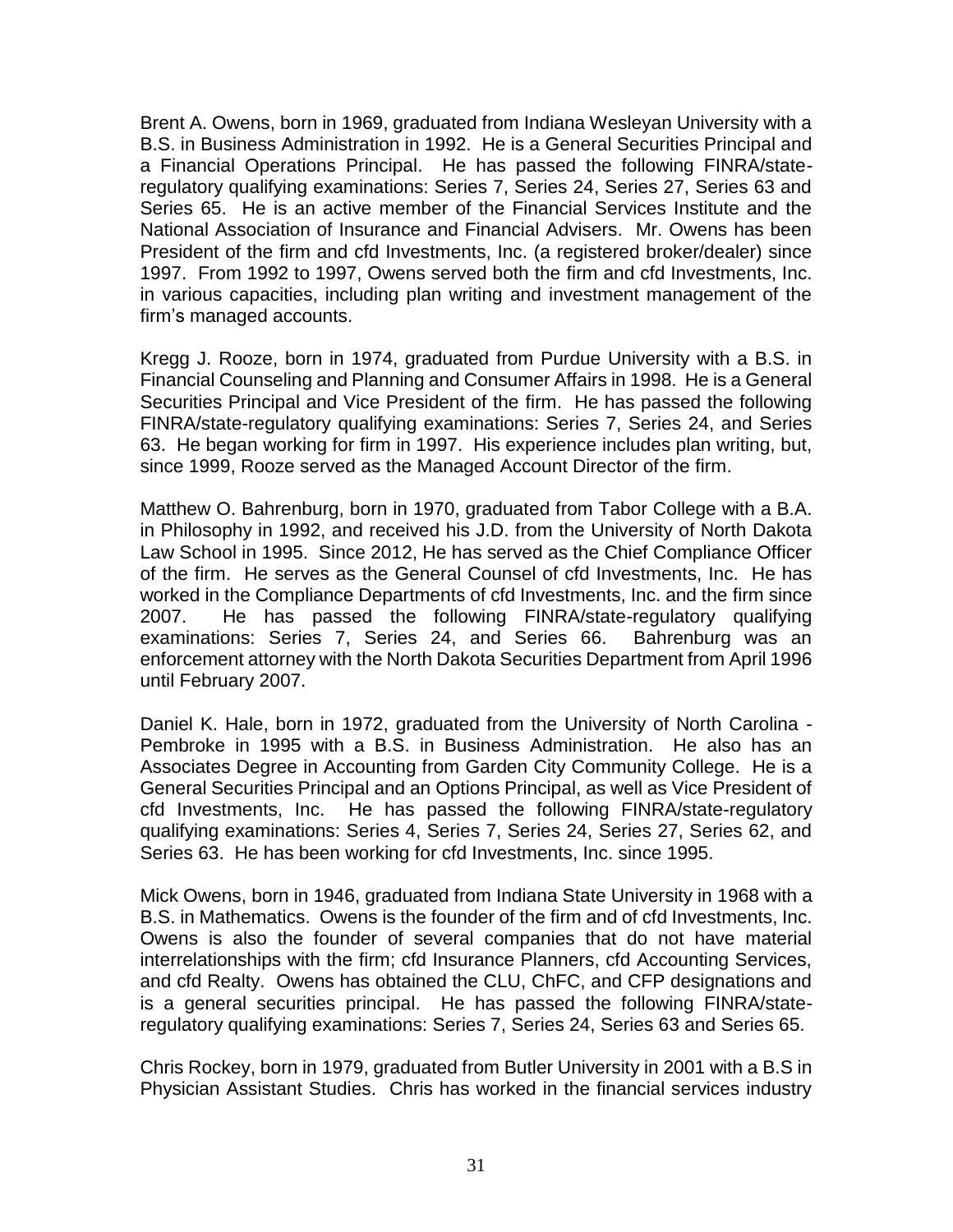Brent A. Owens, born in 1969, graduated from Indiana Wesleyan University with a B.S. in Business Administration in 1992. He is a General Securities Principal and a Financial Operations Principal. He has passed the following FINRA/state-regulatory qualifying examinations: Series 7, Series 24, Series 27, Series 63 and Series 65. He is an active member of the Financial Services Institute and the National Association of Insurance and Financial Advisers. Mr. Owens has been President of the firm and cfd Investments, Inc. (a registered broker/dealer) since 1997. From 1992 to 1997, Owens served both the firm and cfd Investments, Inc. in various capacities, including plan writing and investment management of the firm's managed accounts.

Kregg J. Rooze, born in 1974, graduated from Purdue University with a B.S. in Financial Counseling and Planning and Consumer Affairs in 1998. He is a General Securities Principal and Vice President of the firm. He has passed the following FINRA/state-regulatory qualifying examinations: Series 7, Series 24, and Series 63. He began working for firm in 1997. His experience includes plan writing, but, since 1999, Rooze served as the Managed Account Director of the firm.

Matthew O. Bahrenburg, born in 1970, graduated from Tabor College with a B.A. in Philosophy in 1992, and received his J.D. from the University of North Dakota Law School in 1995. Since 2012, He has served as the Chief Compliance Officer of the firm. He serves as the General Counsel of cfd Investments, Inc. He has worked in the Compliance Departments of cfd Investments, Inc. and the firm since 2007. He has passed the following FINRA/state-regulatory qualifying examinations: Series 7, Series 24, and Series 66. Bahrenburg was an enforcement attorney with the North Dakota Securities Department from April 1996 until February 2007.

Daniel K. Hale, born in 1972, graduated from the University of North Carolina - Pembroke in 1995 with a B.S. in Business Administration. He also has an Associates Degree in Accounting from Garden City Community College. He is a General Securities Principal and an Options Principal, as well as Vice President of cfd Investments, Inc. He has passed the following FINRA/state-regulatory qualifying examinations: Series 4, Series 7, Series 24, Series 27, Series 62, and Series 63. He has been working for cfd Investments, Inc. since 1995.

Mick Owens, born in 1946, graduated from Indiana State University in 1968 with a B.S. in Mathematics. Owens is the founder of the firm and of cfd Investments, Inc. Owens is also the founder of several companies that do not have material interrelationships with the firm; cfd Insurance Planners, cfd Accounting Services, and cfd Realty. Owens has obtained the CLU, ChFC, and CFP designations and is a general securities principal. He has passed the following FINRA/state-regulatory qualifying examinations: Series 7, Series 24, Series 63 and Series 65.

Chris Rockey, born in 1979, graduated from Butler University in 2001 with a B.S in Physician Assistant Studies. Chris has worked in the financial services industry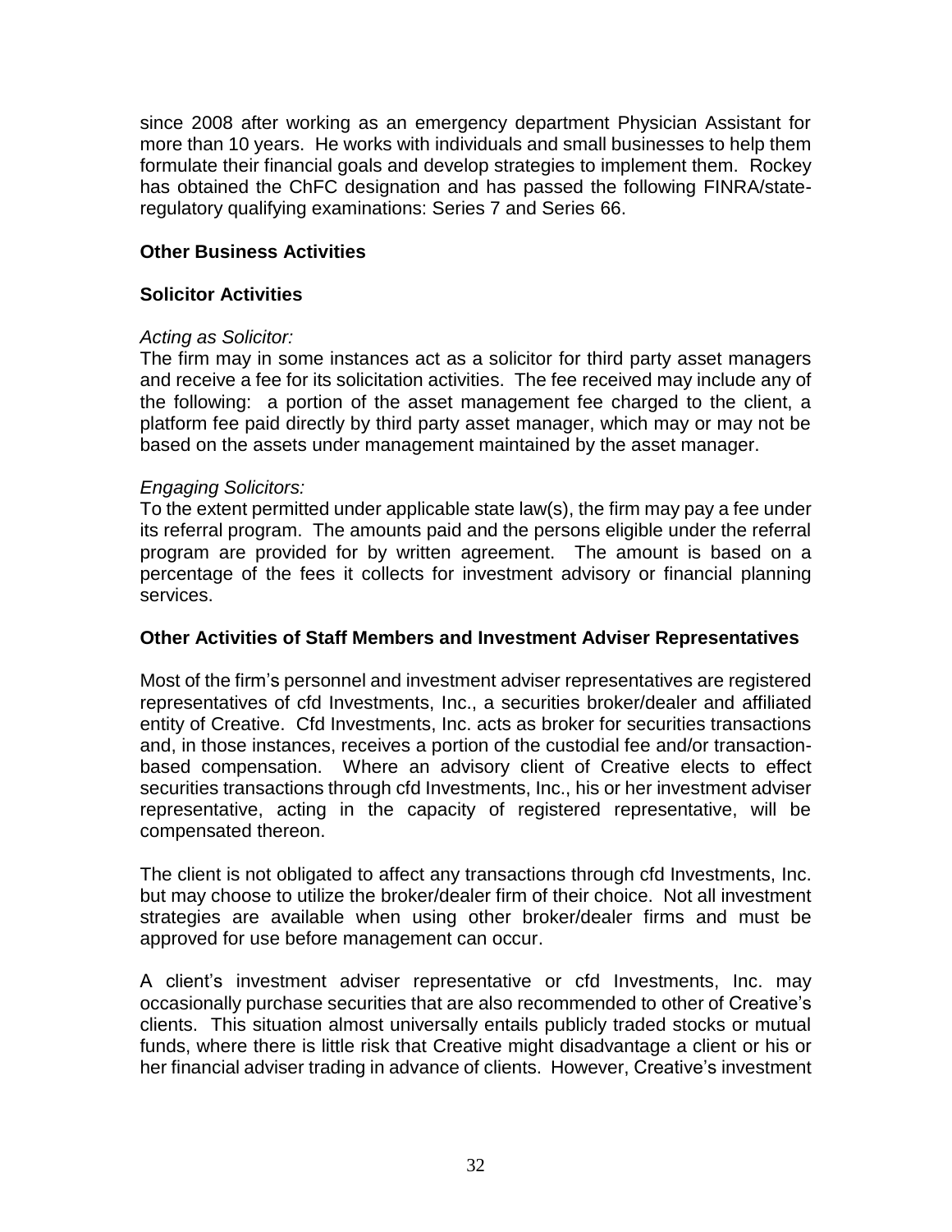since 2008 after working as an emergency department Physician Assistant for more than 10 years. He works with individuals and small businesses to help them formulate their financial goals and develop strategies to implement them. Rockey has obtained the ChFC designation and has passed the following FINRA/state-regulatory qualifying examinations: Series 7 and Series 66.

**Other Business Activities**

**Solicitor Activities**

*Acting as Solicitor:*
The firm may in some instances act as a solicitor for third party asset managers and receive a fee for its solicitation activities. The fee received may include any of the following: a portion of the asset management fee charged to the client, a platform fee paid directly by third party asset manager, which may or may not be based on the assets under management maintained by the asset manager.

*Engaging Solicitors:*
To the extent permitted under applicable state law(s), the firm may pay a fee under its referral program. The amounts paid and the persons eligible under the referral program are provided for by written agreement. The amount is based on a percentage of the fees it collects for investment advisory or financial planning services.

**Other Activities of Staff Members and Investment Adviser Representatives**

Most of the firm's personnel and investment adviser representatives are registered representatives of cfd Investments, Inc., a securities broker/dealer and affiliated entity of Creative. Cfd Investments, Inc. acts as broker for securities transactions and, in those instances, receives a portion of the custodial fee and/or transaction-based compensation. Where an advisory client of Creative elects to effect securities transactions through cfd Investments, Inc., his or her investment adviser representative, acting in the capacity of registered representative, will be compensated thereon.

The client is not obligated to affect any transactions through cfd Investments, Inc. but may choose to utilize the broker/dealer firm of their choice. Not all investment strategies are available when using other broker/dealer firms and must be approved for use before management can occur.

A client's investment adviser representative or cfd Investments, Inc. may occasionally purchase securities that are also recommended to other of Creative's clients. This situation almost universally entails publicly traded stocks or mutual funds, where there is little risk that Creative might disadvantage a client or his or her financial adviser trading in advance of clients. However, Creative's investment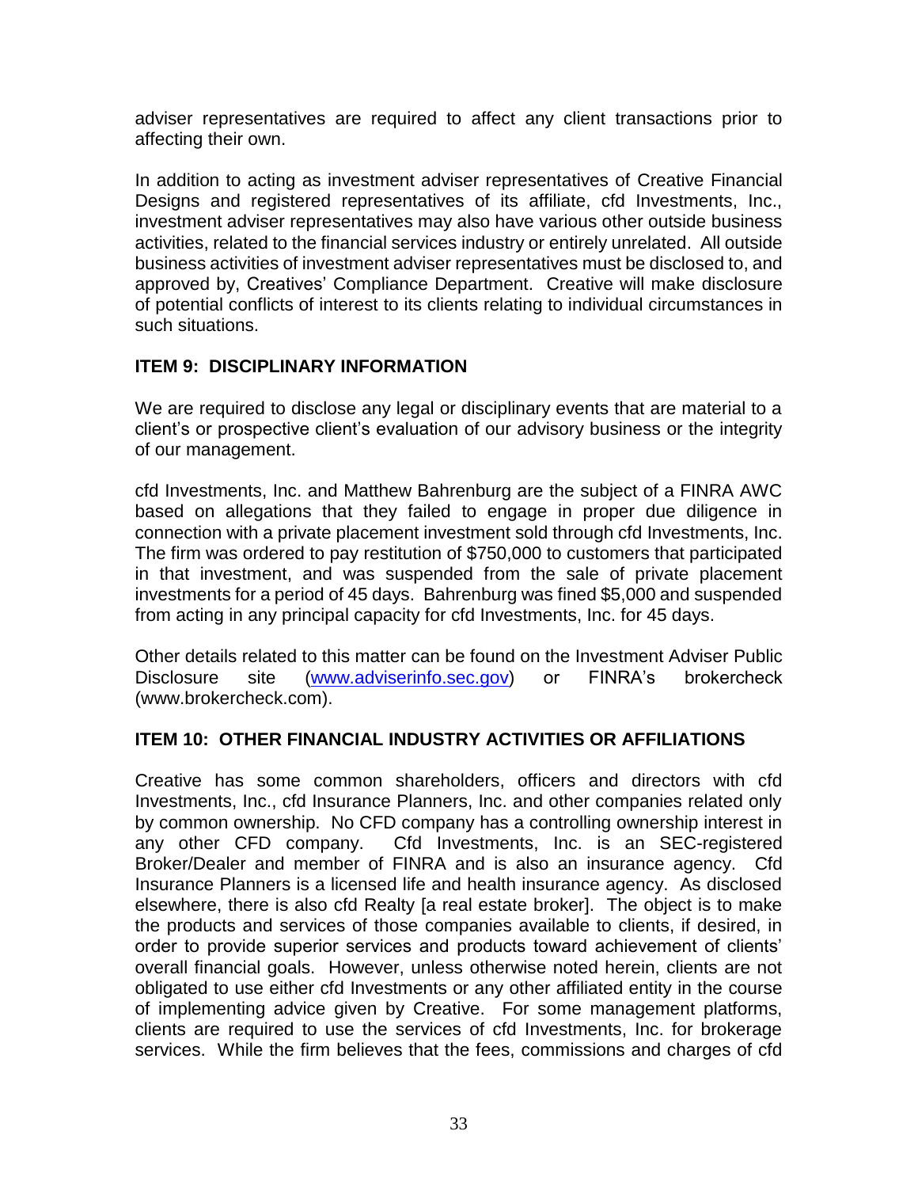adviser representatives are required to affect any client transactions prior to affecting their own.

In addition to acting as investment adviser representatives of Creative Financial Designs and registered representatives of its affiliate, cfd Investments, Inc., investment adviser representatives may also have various other outside business activities, related to the financial services industry or entirely unrelated. All outside business activities of investment adviser representatives must be disclosed to, and approved by, Creatives' Compliance Department. Creative will make disclosure of potential conflicts of interest to its clients relating to individual circumstances in such situations.

## ITEM 9: DISCIPLINARY INFORMATION

We are required to disclose any legal or disciplinary events that are material to a client's or prospective client's evaluation of our advisory business or the integrity of our management.

cfd Investments, Inc. and Matthew Bahrenburg are the subject of a FINRA AWC based on allegations that they failed to engage in proper due diligence in connection with a private placement investment sold through cfd Investments, Inc. The firm was ordered to pay restitution of $750,000 to customers that participated in that investment, and was suspended from the sale of private placement investments for a period of 45 days. Bahrenburg was fined $5,000 and suspended from acting in any principal capacity for cfd Investments, Inc. for 45 days.

Other details related to this matter can be found on the Investment Adviser Public Disclosure site (www.adviserinfo.sec.gov) or FINRA's brokercheck (www.brokercheck.com).

## ITEM 10: OTHER FINANCIAL INDUSTRY ACTIVITIES OR AFFILIATIONS

Creative has some common shareholders, officers and directors with cfd Investments, Inc., cfd Insurance Planners, Inc. and other companies related only by common ownership. No CFD company has a controlling ownership interest in any other CFD company. Cfd Investments, Inc. is an SEC-registered Broker/Dealer and member of FINRA and is also an insurance agency. Cfd Insurance Planners is a licensed life and health insurance agency. As disclosed elsewhere, there is also cfd Realty [a real estate broker]. The object is to make the products and services of those companies available to clients, if desired, in order to provide superior services and products toward achievement of clients' overall financial goals. However, unless otherwise noted herein, clients are not obligated to use either cfd Investments or any other affiliated entity in the course of implementing advice given by Creative. For some management platforms, clients are required to use the services of cfd Investments, Inc. for brokerage services. While the firm believes that the fees, commissions and charges of cfd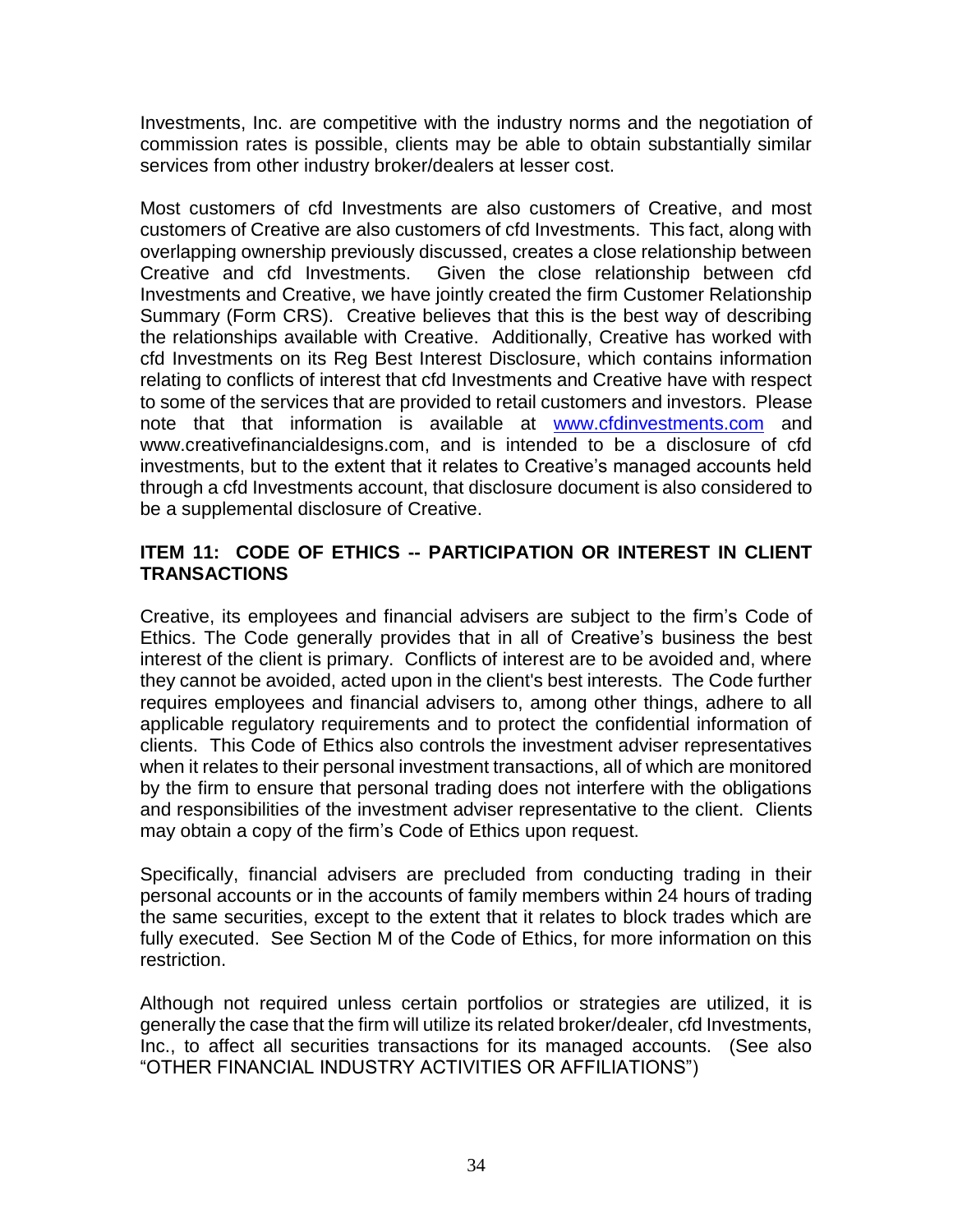Investments, Inc. are competitive with the industry norms and the negotiation of commission rates is possible, clients may be able to obtain substantially similar services from other industry broker/dealers at lesser cost.

Most customers of cfd Investments are also customers of Creative, and most customers of Creative are also customers of cfd Investments. This fact, along with overlapping ownership previously discussed, creates a close relationship between Creative and cfd Investments. Given the close relationship between cfd Investments and Creative, we have jointly created the firm Customer Relationship Summary (Form CRS). Creative believes that this is the best way of describing the relationships available with Creative. Additionally, Creative has worked with cfd Investments on its Reg Best Interest Disclosure, which contains information relating to conflicts of interest that cfd Investments and Creative have with respect to some of the services that are provided to retail customers and investors. Please note that that information is available at [www.cfdinvestments.com](http://www.cfdinvestments.com) and www.creativefinancialdesigns.com, and is intended to be a disclosure of cfd investments, but to the extent that it relates to Creative's managed accounts held through a cfd Investments account, that disclosure document is also considered to be a supplemental disclosure of Creative.

## ITEM 11: CODE OF ETHICS -- PARTICIPATION OR INTEREST IN CLIENT TRANSACTIONS

Creative, its employees and financial advisers are subject to the firm's Code of Ethics. The Code generally provides that in all of Creative's business the best interest of the client is primary. Conflicts of interest are to be avoided and, where they cannot be avoided, acted upon in the client's best interests. The Code further requires employees and financial advisers to, among other things, adhere to all applicable regulatory requirements and to protect the confidential information of clients. This Code of Ethics also controls the investment adviser representatives when it relates to their personal investment transactions, all of which are monitored by the firm to ensure that personal trading does not interfere with the obligations and responsibilities of the investment adviser representative to the client. Clients may obtain a copy of the firm's Code of Ethics upon request.

Specifically, financial advisers are precluded from conducting trading in their personal accounts or in the accounts of family members within 24 hours of trading the same securities, except to the extent that it relates to block trades which are fully executed. See Section M of the Code of Ethics, for more information on this restriction.

Although not required unless certain portfolios or strategies are utilized, it is generally the case that the firm will utilize its related broker/dealer, cfd Investments, Inc., to affect all securities transactions for its managed accounts. (See also "OTHER FINANCIAL INDUSTRY ACTIVITIES OR AFFILIATIONS")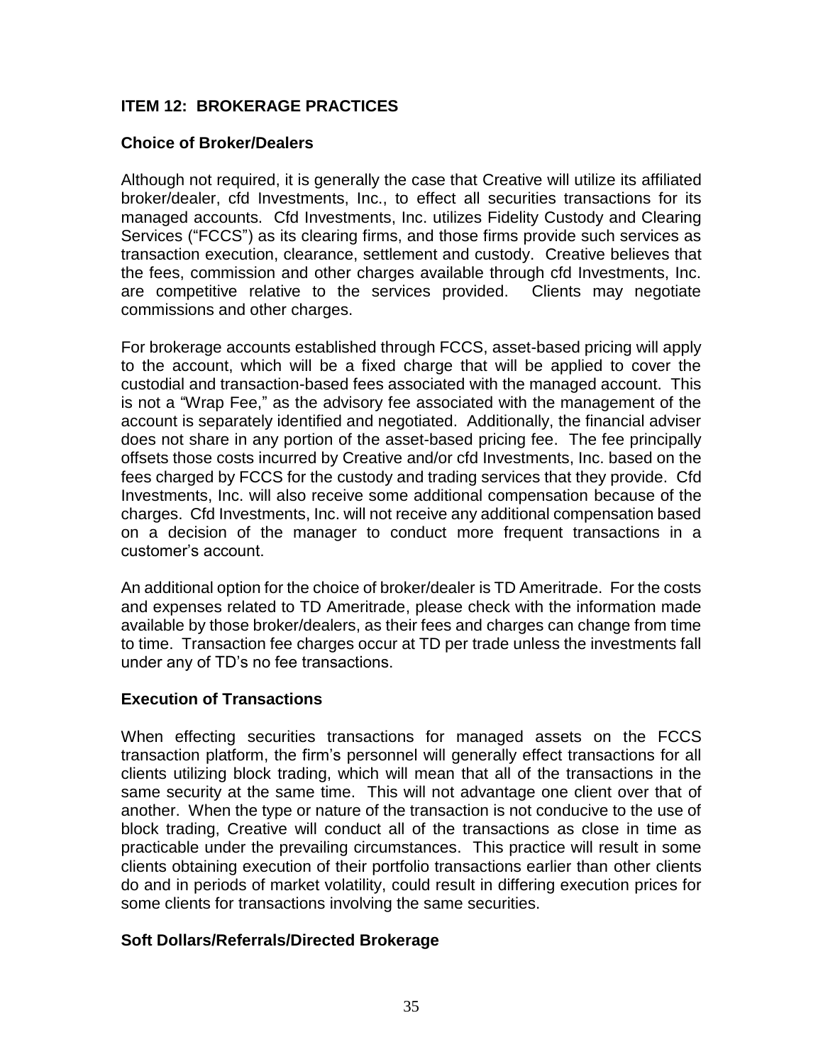## ITEM 12: BROKERAGE PRACTICES

### Choice of Broker/Dealers

Although not required, it is generally the case that Creative will utilize its affiliated broker/dealer, cfd Investments, Inc., to effect all securities transactions for its managed accounts. Cfd Investments, Inc. utilizes Fidelity Custody and Clearing Services ("FCCS") as its clearing firms, and those firms provide such services as transaction execution, clearance, settlement and custody. Creative believes that the fees, commission and other charges available through cfd Investments, Inc. are competitive relative to the services provided. Clients may negotiate commissions and other charges.

For brokerage accounts established through FCCS, asset-based pricing will apply to the account, which will be a fixed charge that will be applied to cover the custodial and transaction-based fees associated with the managed account. This is not a "Wrap Fee," as the advisory fee associated with the management of the account is separately identified and negotiated. Additionally, the financial adviser does not share in any portion of the asset-based pricing fee. The fee principally offsets those costs incurred by Creative and/or cfd Investments, Inc. based on the fees charged by FCCS for the custody and trading services that they provide. Cfd Investments, Inc. will also receive some additional compensation because of the charges. Cfd Investments, Inc. will not receive any additional compensation based on a decision of the manager to conduct more frequent transactions in a customer's account.

An additional option for the choice of broker/dealer is TD Ameritrade. For the costs and expenses related to TD Ameritrade, please check with the information made available by those broker/dealers, as their fees and charges can change from time to time. Transaction fee charges occur at TD per trade unless the investments fall under any of TD's no fee transactions.

### Execution of Transactions

When effecting securities transactions for managed assets on the FCCS transaction platform, the firm's personnel will generally effect transactions for all clients utilizing block trading, which will mean that all of the transactions in the same security at the same time. This will not advantage one client over that of another. When the type or nature of the transaction is not conducive to the use of block trading, Creative will conduct all of the transactions as close in time as practicable under the prevailing circumstances. This practice will result in some clients obtaining execution of their portfolio transactions earlier than other clients do and in periods of market volatility, could result in differing execution prices for some clients for transactions involving the same securities.

### Soft Dollars/Referrals/Directed Brokerage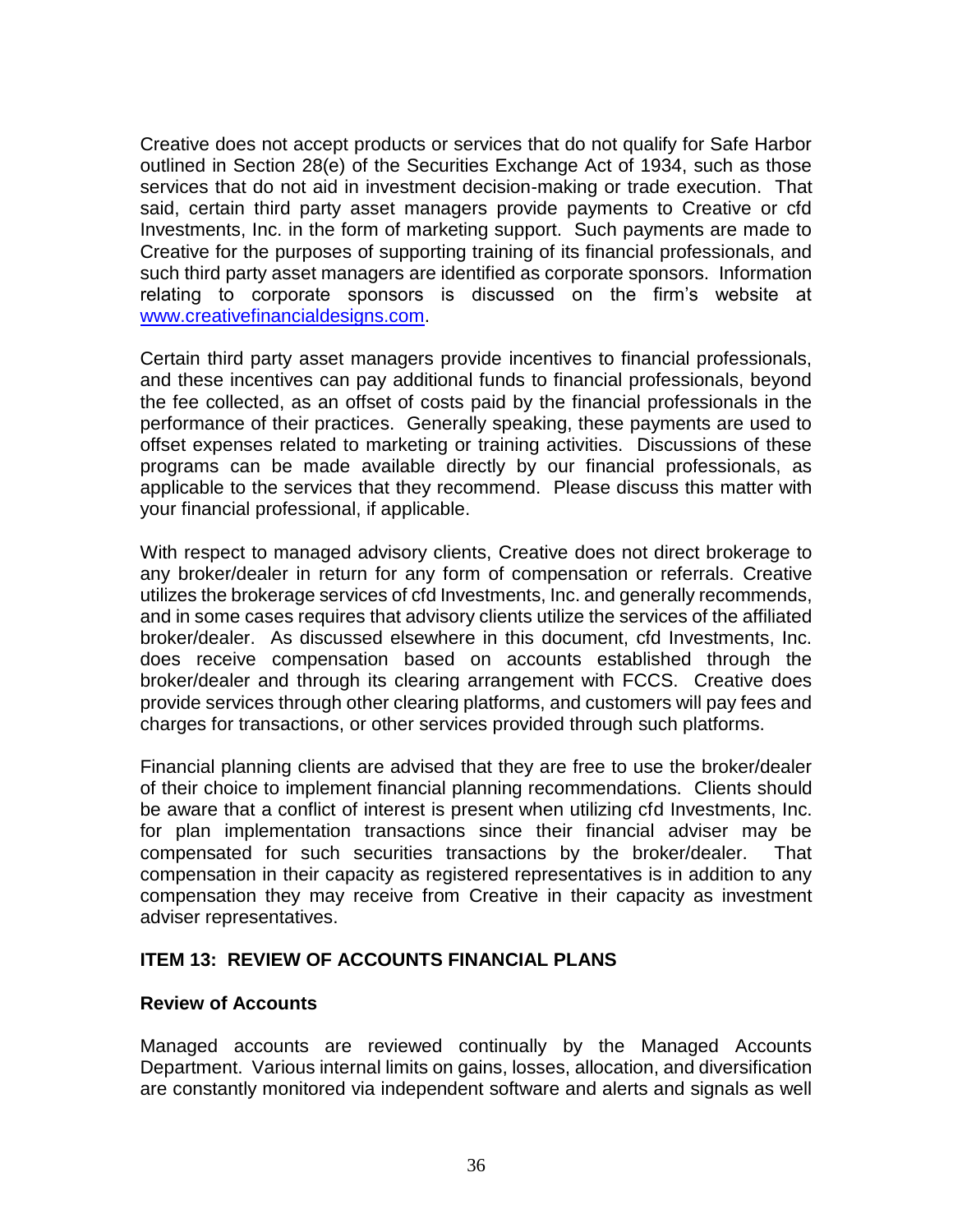Creative does not accept products or services that do not qualify for Safe Harbor outlined in Section 28(e) of the Securities Exchange Act of 1934, such as those services that do not aid in investment decision-making or trade execution. That said, certain third party asset managers provide payments to Creative or cfd Investments, Inc. in the form of marketing support. Such payments are made to Creative for the purposes of supporting training of its financial professionals, and such third party asset managers are identified as corporate sponsors. Information relating to corporate sponsors is discussed on the firm's website at [www.creativefinancialdesigns.com](http://www.creativefinancialdesigns.com).

Certain third party asset managers provide incentives to financial professionals, and these incentives can pay additional funds to financial professionals, beyond the fee collected, as an offset of costs paid by the financial professionals in the performance of their practices. Generally speaking, these payments are used to offset expenses related to marketing or training activities. Discussions of these programs can be made available directly by our financial professionals, as applicable to the services that they recommend. Please discuss this matter with your financial professional, if applicable.

With respect to managed advisory clients, Creative does not direct brokerage to any broker/dealer in return for any form of compensation or referrals. Creative utilizes the brokerage services of cfd Investments, Inc. and generally recommends, and in some cases requires that advisory clients utilize the services of the affiliated broker/dealer. As discussed elsewhere in this document, cfd Investments, Inc. does receive compensation based on accounts established through the broker/dealer and through its clearing arrangement with FCCS. Creative does provide services through other clearing platforms, and customers will pay fees and charges for transactions, or other services provided through such platforms.

Financial planning clients are advised that they are free to use the broker/dealer of their choice to implement financial planning recommendations. Clients should be aware that a conflict of interest is present when utilizing cfd Investments, Inc. for plan implementation transactions since their financial adviser may be compensated for such securities transactions by the broker/dealer. That compensation in their capacity as registered representatives is in addition to any compensation they may receive from Creative in their capacity as investment adviser representatives.

## ITEM 13: REVIEW OF ACCOUNTS FINANCIAL PLANS

### Review of Accounts

Managed accounts are reviewed continually by the Managed Accounts Department. Various internal limits on gains, losses, allocation, and diversification are constantly monitored via independent software and alerts and signals as well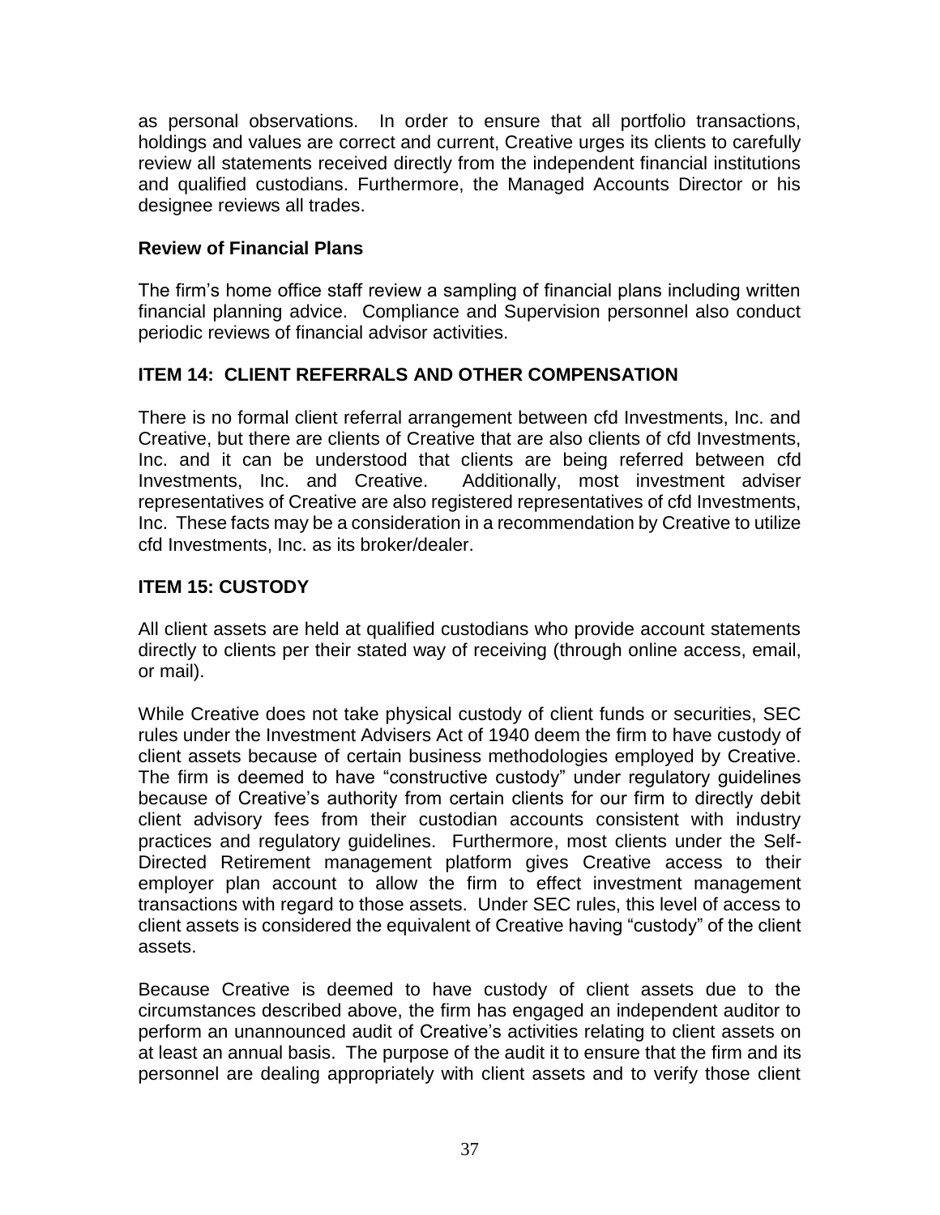as personal observations. In order to ensure that all portfolio transactions, holdings and values are correct and current, Creative urges its clients to carefully review all statements received directly from the independent financial institutions and qualified custodians. Furthermore, the Managed Accounts Director or his designee reviews all trades.

### Review of Financial Plans

The firm's home office staff review a sampling of financial plans including written financial planning advice. Compliance and Supervision personnel also conduct periodic reviews of financial advisor activities.

## ITEM 14: CLIENT REFERRALS AND OTHER COMPENSATION

There is no formal client referral arrangement between cfd Investments, Inc. and Creative, but there are clients of Creative that are also clients of cfd Investments, Inc. and it can be understood that clients are being referred between cfd Investments, Inc. and Creative. Additionally, most investment adviser representatives of Creative are also registered representatives of cfd Investments, Inc. These facts may be a consideration in a recommendation by Creative to utilize cfd Investments, Inc. as its broker/dealer.

## ITEM 15: CUSTODY

All client assets are held at qualified custodians who provide account statements directly to clients per their stated way of receiving (through online access, email, or mail).

While Creative does not take physical custody of client funds or securities, SEC rules under the Investment Advisers Act of 1940 deem the firm to have custody of client assets because of certain business methodologies employed by Creative. The firm is deemed to have "constructive custody" under regulatory guidelines because of Creative's authority from certain clients for our firm to directly debit client advisory fees from their custodian accounts consistent with industry practices and regulatory guidelines. Furthermore, most clients under the Self-Directed Retirement management platform gives Creative access to their employer plan account to allow the firm to effect investment management transactions with regard to those assets. Under SEC rules, this level of access to client assets is considered the equivalent of Creative having "custody" of the client assets.

Because Creative is deemed to have custody of client assets due to the circumstances described above, the firm has engaged an independent auditor to perform an unannounced audit of Creative's activities relating to client assets on at least an annual basis. The purpose of the audit it to ensure that the firm and its personnel are dealing appropriately with client assets and to verify those client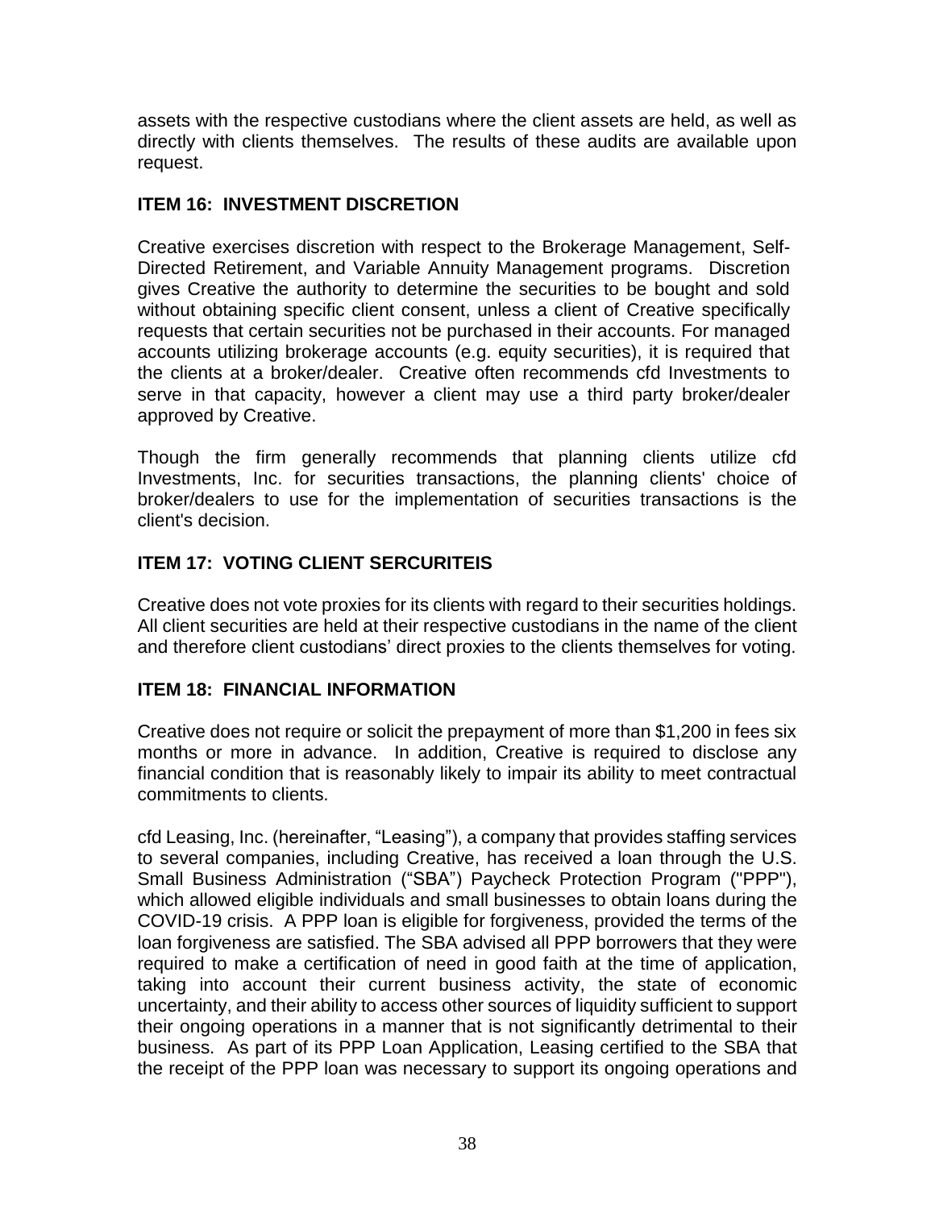assets with the respective custodians where the client assets are held, as well as directly with clients themselves. The results of these audits are available upon request.

## ITEM 16: INVESTMENT DISCRETION

Creative exercises discretion with respect to the Brokerage Management, Self-Directed Retirement, and Variable Annuity Management programs. Discretion gives Creative the authority to determine the securities to be bought and sold without obtaining specific client consent, unless a client of Creative specifically requests that certain securities not be purchased in their accounts. For managed accounts utilizing brokerage accounts (e.g. equity securities), it is required that the clients at a broker/dealer. Creative often recommends cfd Investments to serve in that capacity, however a client may use a third party broker/dealer approved by Creative.

Though the firm generally recommends that planning clients utilize cfd Investments, Inc. for securities transactions, the planning clients' choice of broker/dealers to use for the implementation of securities transactions is the client's decision.

## ITEM 17: VOTING CLIENT SERCURITEIS

Creative does not vote proxies for its clients with regard to their securities holdings. All client securities are held at their respective custodians in the name of the client and therefore client custodians' direct proxies to the clients themselves for voting.

## ITEM 18: FINANCIAL INFORMATION

Creative does not require or solicit the prepayment of more than $1,200 in fees six months or more in advance. In addition, Creative is required to disclose any financial condition that is reasonably likely to impair its ability to meet contractual commitments to clients.

cfd Leasing, Inc. (hereinafter, "Leasing"), a company that provides staffing services to several companies, including Creative, has received a loan through the U.S. Small Business Administration ("SBA") Paycheck Protection Program ("PPP"), which allowed eligible individuals and small businesses to obtain loans during the COVID-19 crisis. A PPP loan is eligible for forgiveness, provided the terms of the loan forgiveness are satisfied. The SBA advised all PPP borrowers that they were required to make a certification of need in good faith at the time of application, taking into account their current business activity, the state of economic uncertainty, and their ability to access other sources of liquidity sufficient to support their ongoing operations in a manner that is not significantly detrimental to their business. As part of its PPP Loan Application, Leasing certified to the SBA that the receipt of the PPP loan was necessary to support its ongoing operations and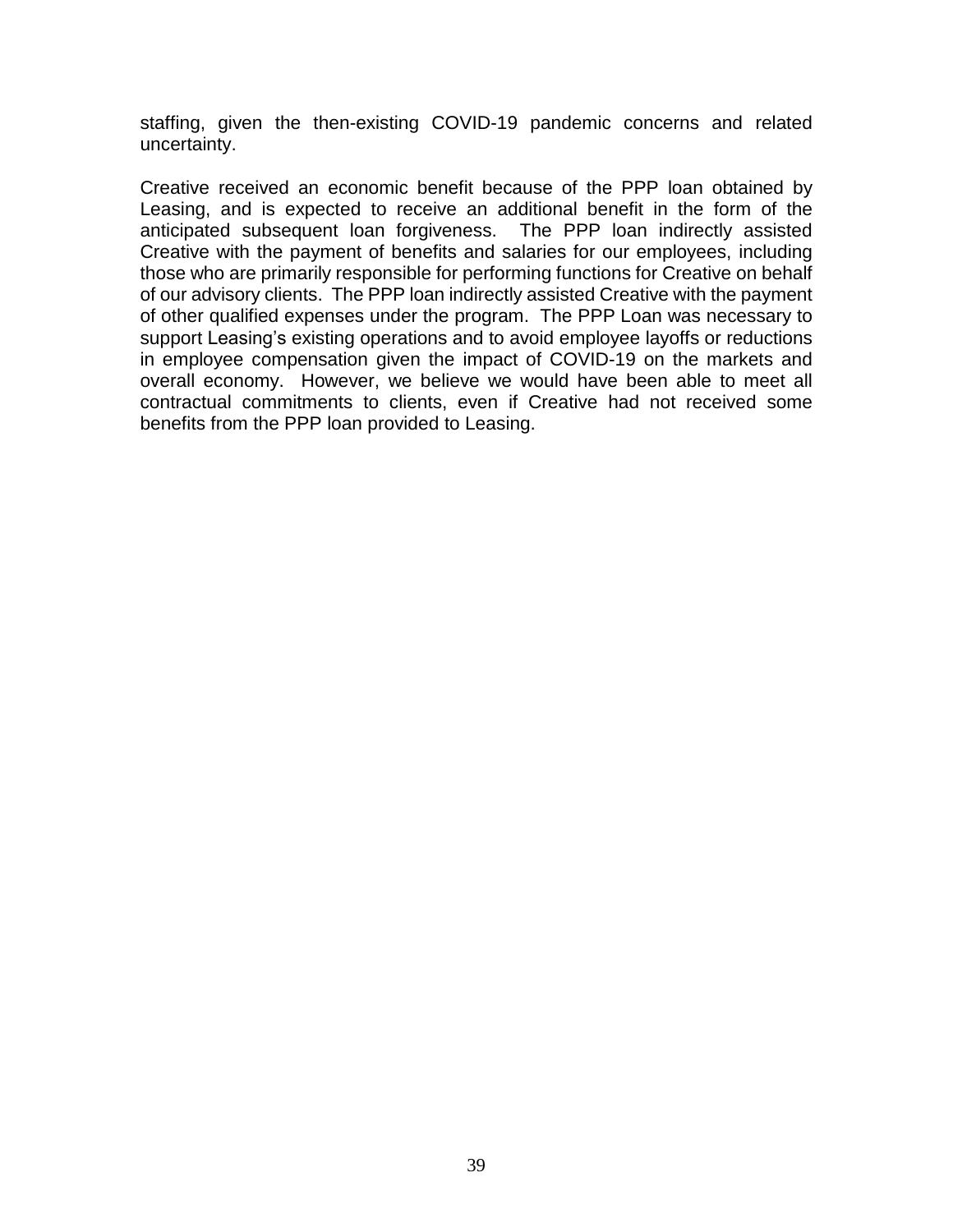staffing, given the then-existing COVID-19 pandemic concerns and related uncertainty.

Creative received an economic benefit because of the PPP loan obtained by Leasing, and is expected to receive an additional benefit in the form of the anticipated subsequent loan forgiveness. The PPP loan indirectly assisted Creative with the payment of benefits and salaries for our employees, including those who are primarily responsible for performing functions for Creative on behalf of our advisory clients. The PPP loan indirectly assisted Creative with the payment of other qualified expenses under the program. The PPP Loan was necessary to support Leasing's existing operations and to avoid employee layoffs or reductions in employee compensation given the impact of COVID-19 on the markets and overall economy. However, we believe we would have been able to meet all contractual commitments to clients, even if Creative had not received some benefits from the PPP loan provided to Leasing.